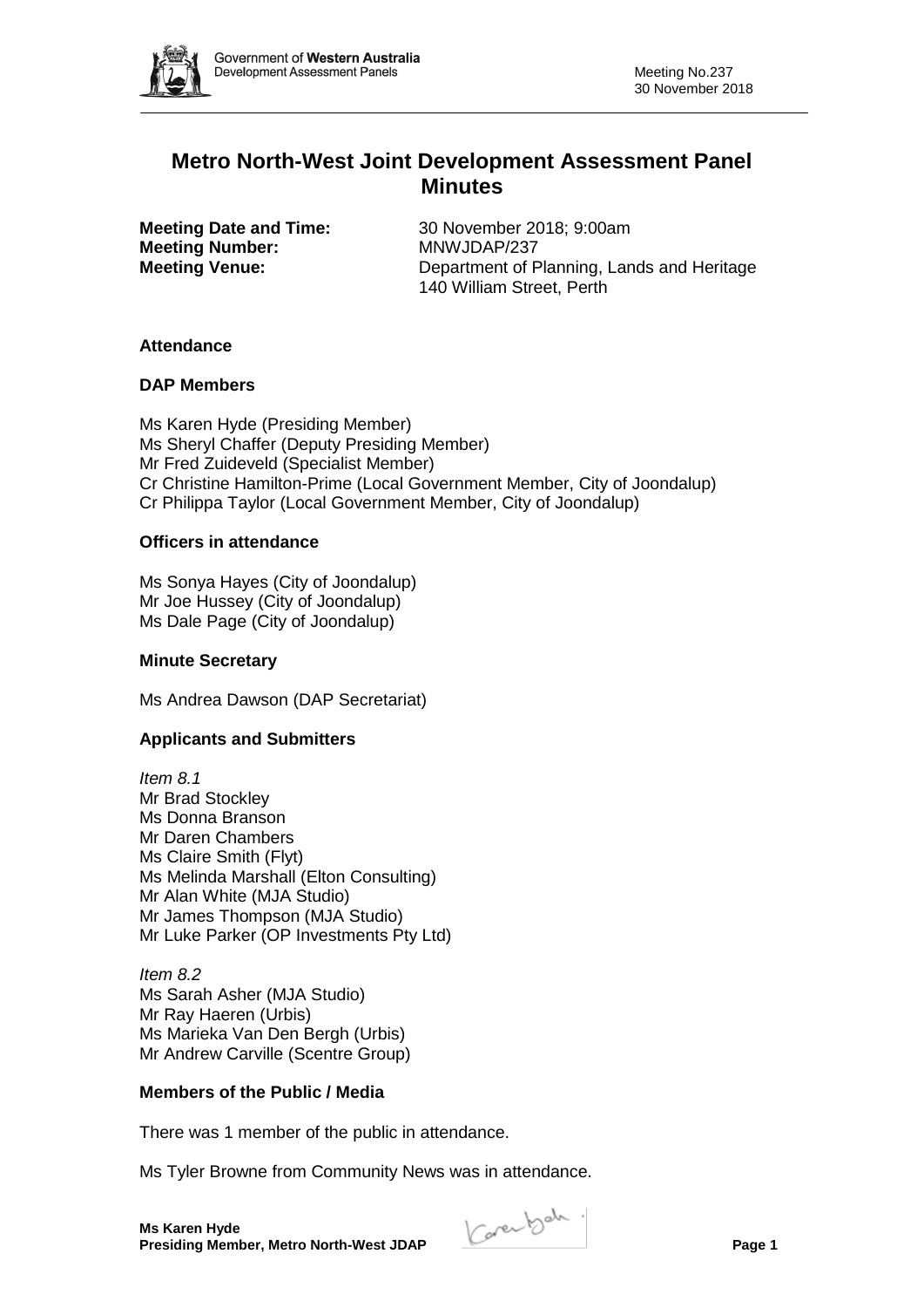# Metro North-West Joint Development Assessment Panel Minutes

**Meeting Date and Time:** 30 November 2018; 9:00am
**Meeting Number:** MNWJDAP/237
**Meeting Venue:** Department of Planning, Lands and Heritage
140 William Street, Perth

### Attendance

### DAP Members

Ms Karen Hyde (Presiding Member)
Ms Sheryl Chaffer (Deputy Presiding Member)
Mr Fred Zuideveld (Specialist Member)
Cr Christine Hamilton-Prime (Local Government Member, City of Joondalup)
Cr Philippa Taylor (Local Government Member, City of Joondalup)

### Officers in attendance

Ms Sonya Hayes (City of Joondalup)
Mr Joe Hussey (City of Joondalup)
Ms Dale Page (City of Joondalup)

### Minute Secretary

Ms Andrea Dawson (DAP Secretariat)

### Applicants and Submitters

*Item 8.1*
Mr Brad Stockley
Ms Donna Branson
Mr Daren Chambers
Ms Claire Smith (Flyt)
Ms Melinda Marshall (Elton Consulting)
Mr Alan White (MJA Studio)
Mr James Thompson (MJA Studio)
Mr Luke Parker (OP Investments Pty Ltd)

*Item 8.2*
Ms Sarah Asher (MJA Studio)
Mr Ray Haeren (Urbis)
Ms Marieka Van Den Bergh (Urbis)
Mr Andrew Carville (Scentre Group)

### Members of the Public / Media

There was 1 member of the public in attendance.

Ms Tyler Browne from Community News was in attendance.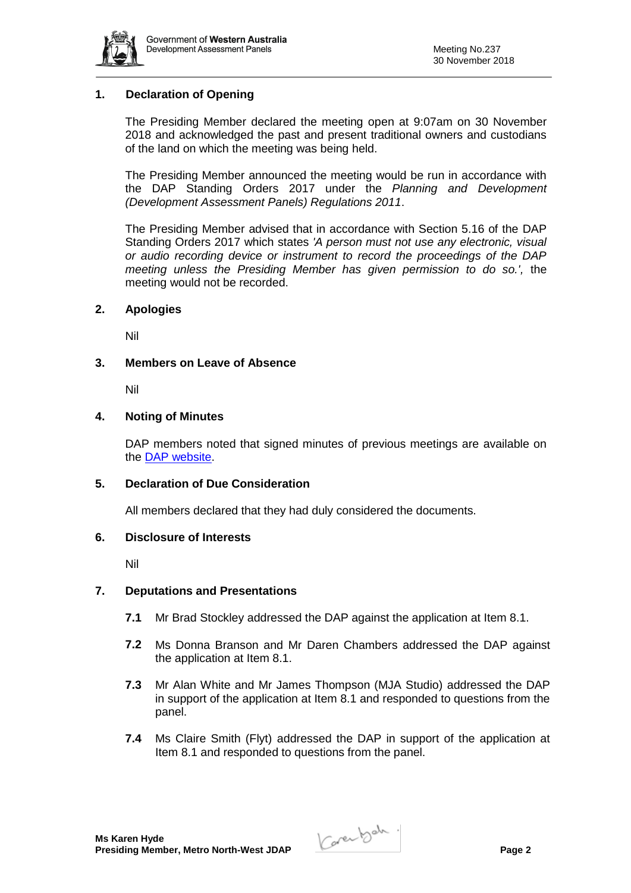## 1. Declaration of Opening

The Presiding Member declared the meeting open at 9:07am on 30 November 2018 and acknowledged the past and present traditional owners and custodians of the land on which the meeting was being held.

The Presiding Member announced the meeting would be run in accordance with the DAP Standing Orders 2017 under the *Planning and Development (Development Assessment Panels) Regulations 2011*.

The Presiding Member advised that in accordance with Section 5.16 of the DAP Standing Orders 2017 which states *'A person must not use any electronic, visual or audio recording device or instrument to record the proceedings of the DAP meeting unless the Presiding Member has given permission to do so.',* the meeting would not be recorded.

## 2. Apologies

Nil

## 3. Members on Leave of Absence

Nil

## 4. Noting of Minutes

DAP members noted that signed minutes of previous meetings are available on the DAP website.

## 5. Declaration of Due Consideration

All members declared that they had duly considered the documents.

## 6. Disclosure of Interests

Nil

## 7. Deputations and Presentations

**7.1** Mr Brad Stockley addressed the DAP against the application at Item 8.1.

**7.2** Ms Donna Branson and Mr Daren Chambers addressed the DAP against the application at Item 8.1.

**7.3** Mr Alan White and Mr James Thompson (MJA Studio) addressed the DAP in support of the application at Item 8.1 and responded to questions from the panel.

**7.4** Ms Claire Smith (Flyt) addressed the DAP in support of the application at Item 8.1 and responded to questions from the panel.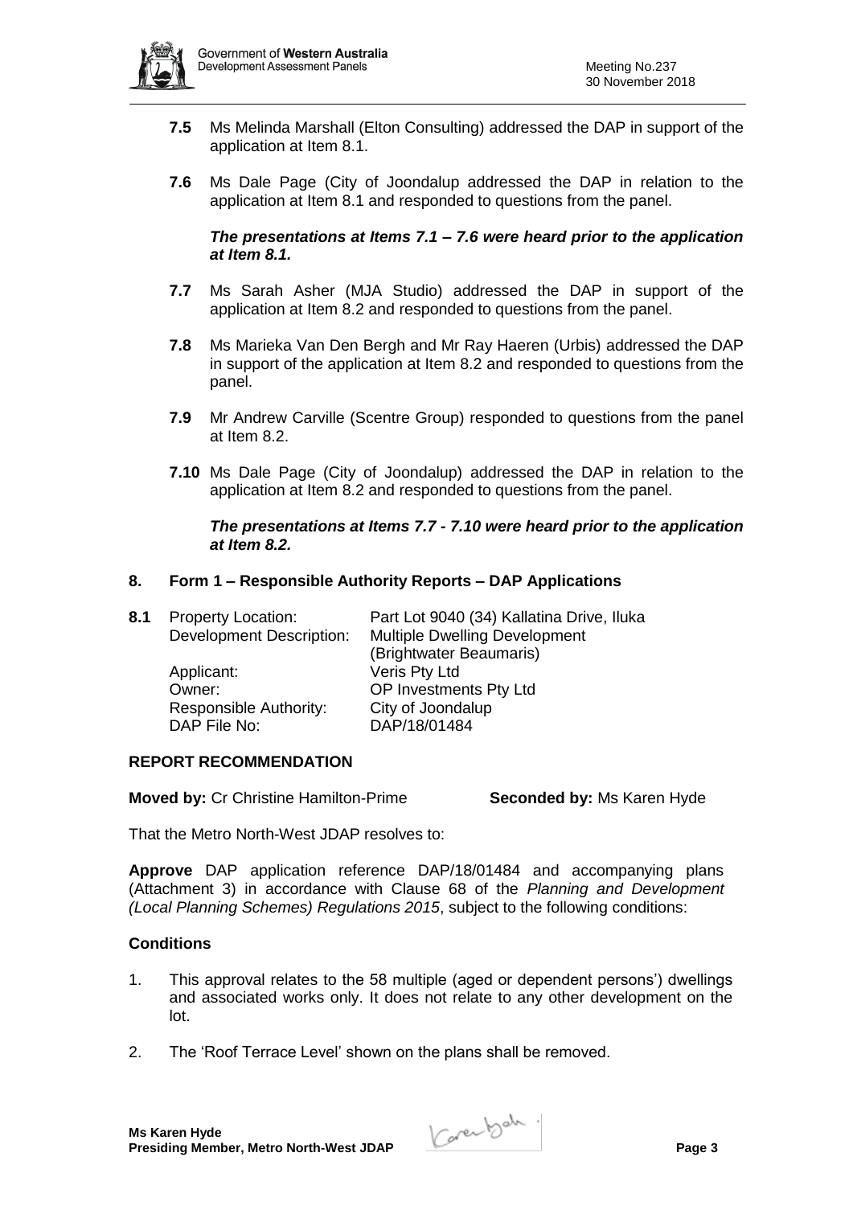**7.5** Ms Melinda Marshall (Elton Consulting) addressed the DAP in support of the application at Item 8.1.

**7.6** Ms Dale Page (City of Joondalup addressed the DAP in relation to the application at Item 8.1 and responded to questions from the panel.

***The presentations at Items 7.1 – 7.6 were heard prior to the application at Item 8.1.***

**7.7** Ms Sarah Asher (MJA Studio) addressed the DAP in support of the application at Item 8.2 and responded to questions from the panel.

**7.8** Ms Marieka Van Den Bergh and Mr Ray Haeren (Urbis) addressed the DAP in support of the application at Item 8.2 and responded to questions from the panel.

**7.9** Mr Andrew Carville (Scentre Group) responded to questions from the panel at Item 8.2.

**7.10** Ms Dale Page (City of Joondalup) addressed the DAP in relation to the application at Item 8.2 and responded to questions from the panel.

***The presentations at Items 7.7 - 7.10 were heard prior to the application at Item 8.2.***

## 8. Form 1 – Responsible Authority Reports – DAP Applications

**8.1** Property Location: Part Lot 9040 (34) Kallatina Drive, Iluka
Development Description: Multiple Dwelling Development (Brightwater Beaumaris)
Applicant: Veris Pty Ltd
Owner: OP Investments Pty Ltd
Responsible Authority: City of Joondalup
DAP File No: DAP/18/01484

### REPORT RECOMMENDATION

**Moved by:** Cr Christine Hamilton-Prime **Seconded by:** Ms Karen Hyde

That the Metro North-West JDAP resolves to:

**Approve** DAP application reference DAP/18/01484 and accompanying plans (Attachment 3) in accordance with Clause 68 of the *Planning and Development (Local Planning Schemes) Regulations 2015*, subject to the following conditions:

### Conditions

1. This approval relates to the 58 multiple (aged or dependent persons') dwellings and associated works only. It does not relate to any other development on the lot.
2. The 'Roof Terrace Level' shown on the plans shall be removed.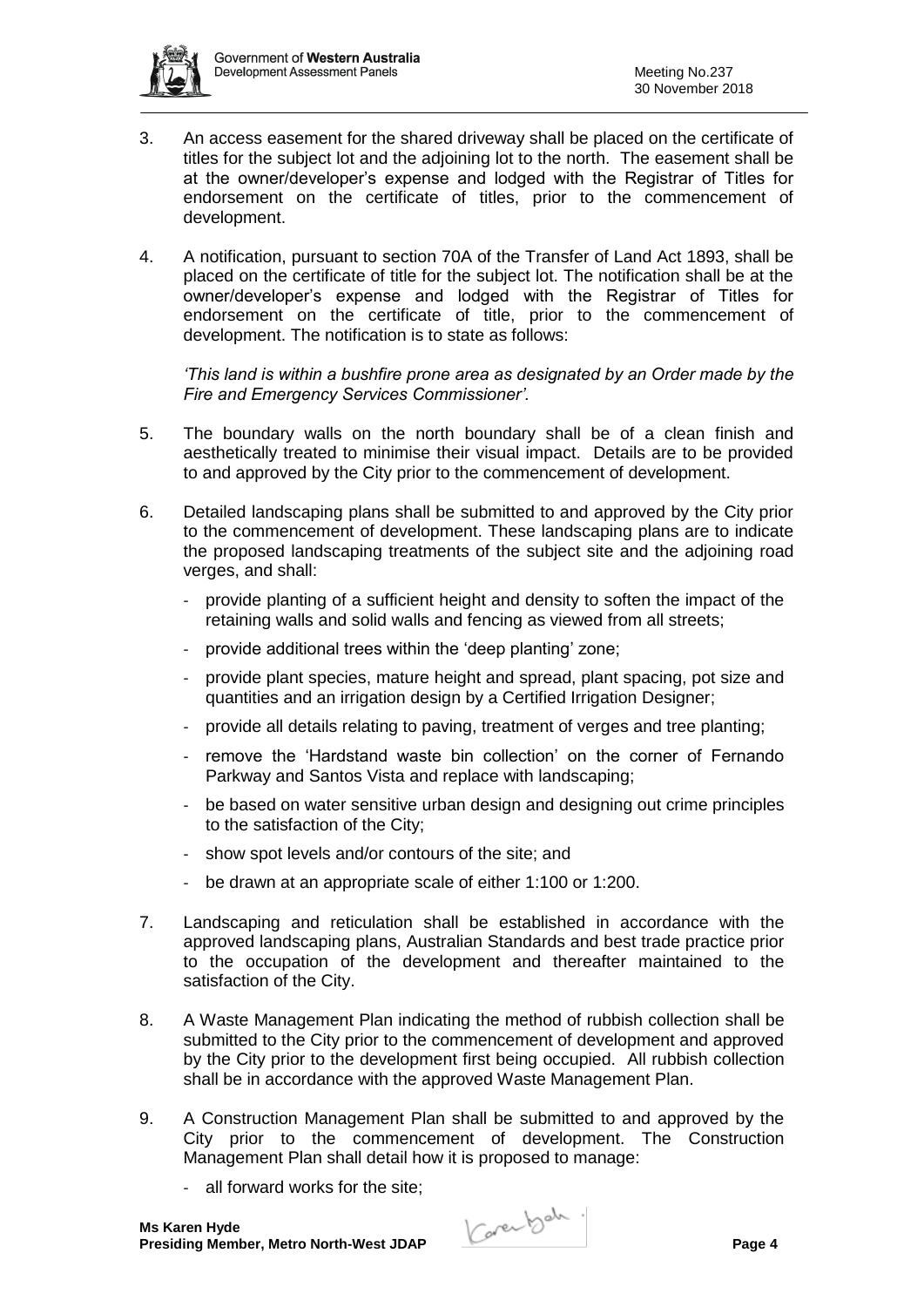3. An access easement for the shared driveway shall be placed on the certificate of titles for the subject lot and the adjoining lot to the north. The easement shall be at the owner/developer's expense and lodged with the Registrar of Titles for endorsement on the certificate of titles, prior to the commencement of development.

4. A notification, pursuant to section 70A of the Transfer of Land Act 1893, shall be placed on the certificate of title for the subject lot. The notification shall be at the owner/developer's expense and lodged with the Registrar of Titles for endorsement on the certificate of title, prior to the commencement of development. The notification is to state as follows:

   *'This land is within a bushfire prone area as designated by an Order made by the Fire and Emergency Services Commissioner'.*

5. The boundary walls on the north boundary shall be of a clean finish and aesthetically treated to minimise their visual impact. Details are to be provided to and approved by the City prior to the commencement of development.

6. Detailed landscaping plans shall be submitted to and approved by the City prior to the commencement of development. These landscaping plans are to indicate the proposed landscaping treatments of the subject site and the adjoining road verges, and shall:
   - provide planting of a sufficient height and density to soften the impact of the retaining walls and solid walls and fencing as viewed from all streets;
   - provide additional trees within the 'deep planting' zone;
   - provide plant species, mature height and spread, plant spacing, pot size and quantities and an irrigation design by a Certified Irrigation Designer;
   - provide all details relating to paving, treatment of verges and tree planting;
   - remove the 'Hardstand waste bin collection' on the corner of Fernando Parkway and Santos Vista and replace with landscaping;
   - be based on water sensitive urban design and designing out crime principles to the satisfaction of the City;
   - show spot levels and/or contours of the site; and
   - be drawn at an appropriate scale of either 1:100 or 1:200.

7. Landscaping and reticulation shall be established in accordance with the approved landscaping plans, Australian Standards and best trade practice prior to the occupation of the development and thereafter maintained to the satisfaction of the City.

8. A Waste Management Plan indicating the method of rubbish collection shall be submitted to the City prior to the commencement of development and approved by the City prior to the development first being occupied. All rubbish collection shall be in accordance with the approved Waste Management Plan.

9. A Construction Management Plan shall be submitted to and approved by the City prior to the commencement of development. The Construction Management Plan shall detail how it is proposed to manage:
   - all forward works for the site;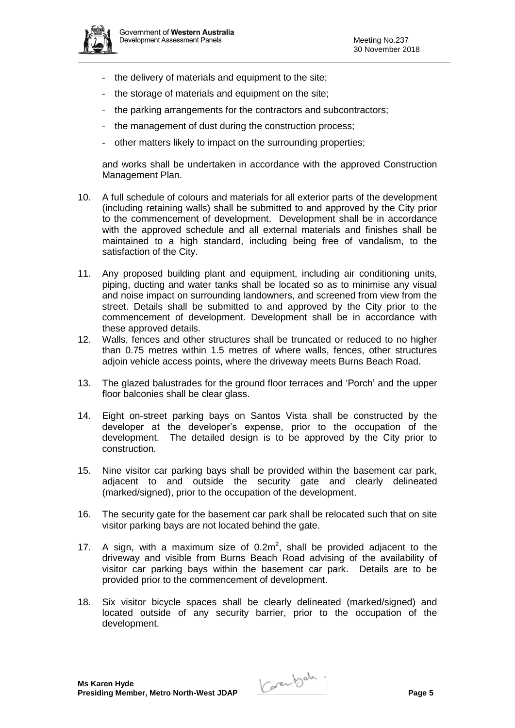- the delivery of materials and equipment to the site;
- the storage of materials and equipment on the site;
- the parking arrangements for the contractors and subcontractors;
- the management of dust during the construction process;
- other matters likely to impact on the surrounding properties;

and works shall be undertaken in accordance with the approved Construction Management Plan.

10. A full schedule of colours and materials for all exterior parts of the development (including retaining walls) shall be submitted to and approved by the City prior to the commencement of development. Development shall be in accordance with the approved schedule and all external materials and finishes shall be maintained to a high standard, including being free of vandalism, to the satisfaction of the City.

11. Any proposed building plant and equipment, including air conditioning units, piping, ducting and water tanks shall be located so as to minimise any visual and noise impact on surrounding landowners, and screened from view from the street. Details shall be submitted to and approved by the City prior to the commencement of development. Development shall be in accordance with these approved details.

12. Walls, fences and other structures shall be truncated or reduced to no higher than 0.75 metres within 1.5 metres of where walls, fences, other structures adjoin vehicle access points, where the driveway meets Burns Beach Road.

13. The glazed balustrades for the ground floor terraces and 'Porch' and the upper floor balconies shall be clear glass.

14. Eight on-street parking bays on Santos Vista shall be constructed by the developer at the developer's expense, prior to the occupation of the development. The detailed design is to be approved by the City prior to construction.

15. Nine visitor car parking bays shall be provided within the basement car park, adjacent to and outside the security gate and clearly delineated (marked/signed), prior to the occupation of the development.

16. The security gate for the basement car park shall be relocated such that on site visitor parking bays are not located behind the gate.

17. A sign, with a maximum size of $0.2m^2$, shall be provided adjacent to the driveway and visible from Burns Beach Road advising of the availability of visitor car parking bays within the basement car park. Details are to be provided prior to the commencement of development.

18. Six visitor bicycle spaces shall be clearly delineated (marked/signed) and located outside of any security barrier, prior to the occupation of the development.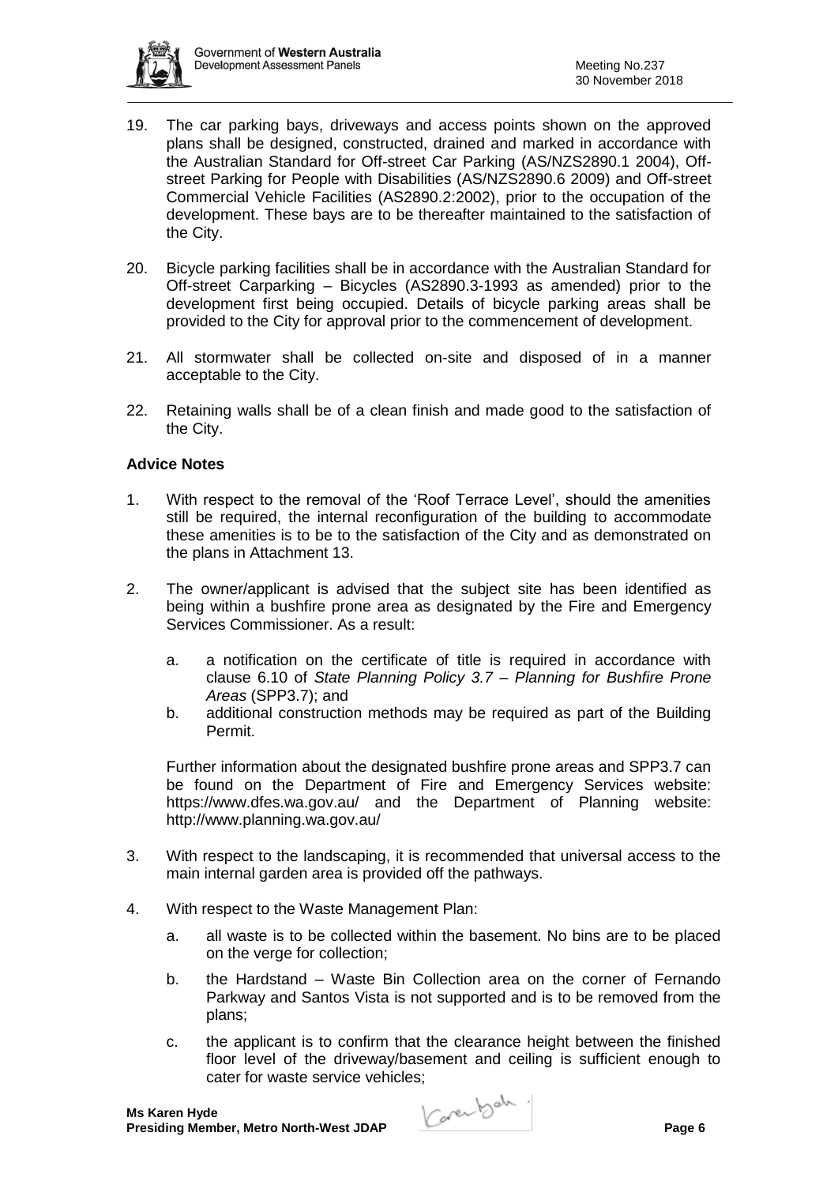19. The car parking bays, driveways and access points shown on the approved plans shall be designed, constructed, drained and marked in accordance with the Australian Standard for Off-street Car Parking (AS/NZS2890.1 2004), Off-street Parking for People with Disabilities (AS/NZS2890.6 2009) and Off-street Commercial Vehicle Facilities (AS2890.2:2002), prior to the occupation of the development. These bays are to be thereafter maintained to the satisfaction of the City.

20. Bicycle parking facilities shall be in accordance with the Australian Standard for Off-street Carparking – Bicycles (AS2890.3-1993 as amended) prior to the development first being occupied. Details of bicycle parking areas shall be provided to the City for approval prior to the commencement of development.

21. All stormwater shall be collected on-site and disposed of in a manner acceptable to the City.

22. Retaining walls shall be of a clean finish and made good to the satisfaction of the City.

**Advice Notes**

1. With respect to the removal of the 'Roof Terrace Level', should the amenities still be required, the internal reconfiguration of the building to accommodate these amenities is to be to the satisfaction of the City and as demonstrated on the plans in Attachment 13.

2. The owner/applicant is advised that the subject site has been identified as being within a bushfire prone area as designated by the Fire and Emergency Services Commissioner. As a result:

   a. a notification on the certificate of title is required in accordance with clause 6.10 of *State Planning Policy 3.7 – Planning for Bushfire Prone Areas* (SPP3.7); and
   b. additional construction methods may be required as part of the Building Permit.

   Further information about the designated bushfire prone areas and SPP3.7 can be found on the Department of Fire and Emergency Services website: https://www.dfes.wa.gov.au/ and the Department of Planning website: http://www.planning.wa.gov.au/

3. With respect to the landscaping, it is recommended that universal access to the main internal garden area is provided off the pathways.

4. With respect to the Waste Management Plan:

   a. all waste is to be collected within the basement. No bins are to be placed on the verge for collection;
   b. the Hardstand – Waste Bin Collection area on the corner of Fernando Parkway and Santos Vista is not supported and is to be removed from the plans;
   c. the applicant is to confirm that the clearance height between the finished floor level of the driveway/basement and ceiling is sufficient enough to cater for waste service vehicles;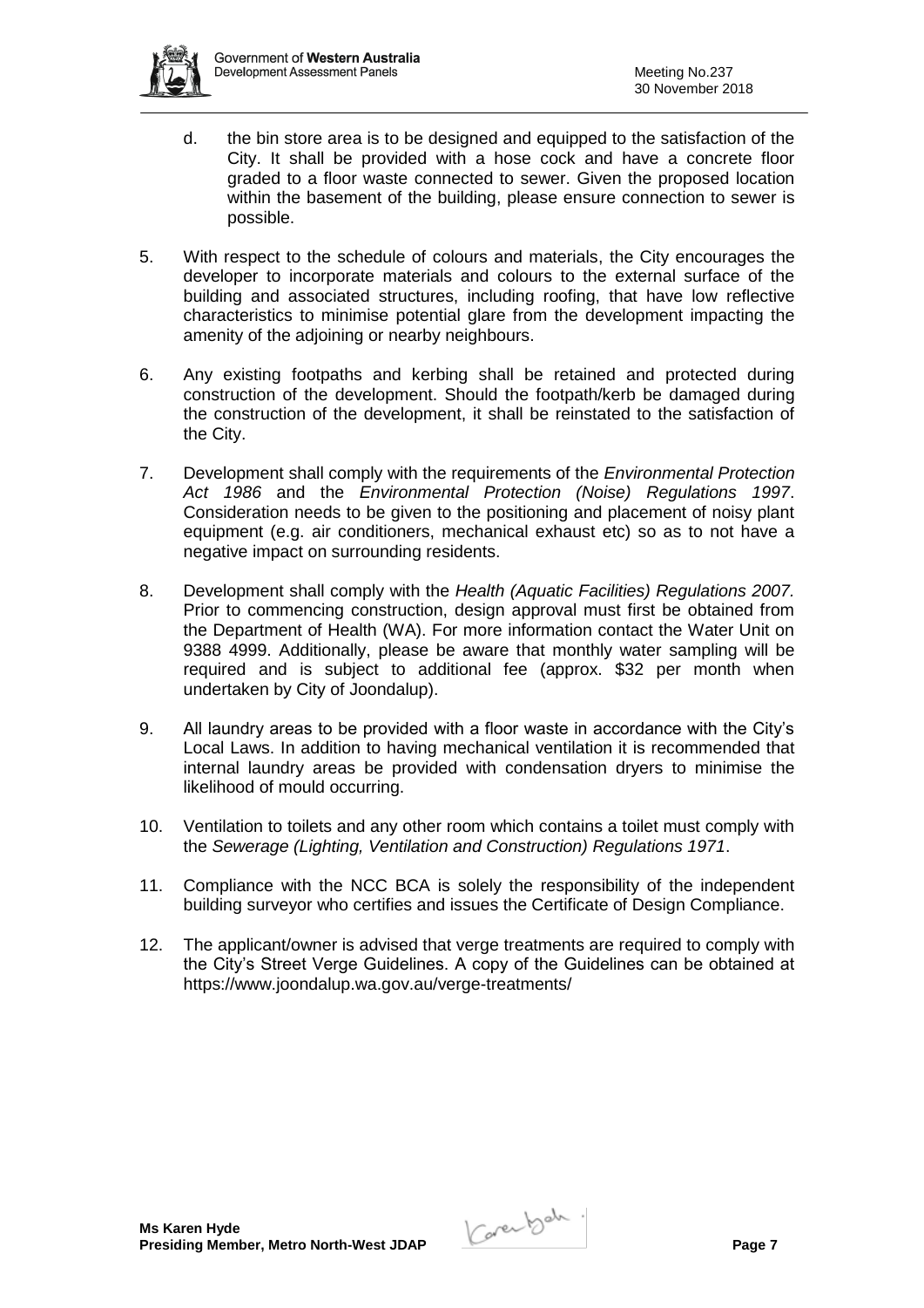d. the bin store area is to be designed and equipped to the satisfaction of the City. It shall be provided with a hose cock and have a concrete floor graded to a floor waste connected to sewer. Given the proposed location within the basement of the building, please ensure connection to sewer is possible.

5. With respect to the schedule of colours and materials, the City encourages the developer to incorporate materials and colours to the external surface of the building and associated structures, including roofing, that have low reflective characteristics to minimise potential glare from the development impacting the amenity of the adjoining or nearby neighbours.

6. Any existing footpaths and kerbing shall be retained and protected during construction of the development. Should the footpath/kerb be damaged during the construction of the development, it shall be reinstated to the satisfaction of the City.

7. Development shall comply with the requirements of the *Environmental Protection Act 1986* and the *Environmental Protection (Noise) Regulations 1997*. Consideration needs to be given to the positioning and placement of noisy plant equipment (e.g. air conditioners, mechanical exhaust etc) so as to not have a negative impact on surrounding residents.

8. Development shall comply with the *Health (Aquatic Facilities) Regulations 2007.* Prior to commencing construction, design approval must first be obtained from the Department of Health (WA). For more information contact the Water Unit on 9388 4999. Additionally, please be aware that monthly water sampling will be required and is subject to additional fee (approx. $32 per month when undertaken by City of Joondalup).

9. All laundry areas to be provided with a floor waste in accordance with the City's Local Laws. In addition to having mechanical ventilation it is recommended that internal laundry areas be provided with condensation dryers to minimise the likelihood of mould occurring.

10. Ventilation to toilets and any other room which contains a toilet must comply with the *Sewerage (Lighting, Ventilation and Construction) Regulations 1971*.

11. Compliance with the NCC BCA is solely the responsibility of the independent building surveyor who certifies and issues the Certificate of Design Compliance.

12. The applicant/owner is advised that verge treatments are required to comply with the City's Street Verge Guidelines. A copy of the Guidelines can be obtained at https://www.joondalup.wa.gov.au/verge-treatments/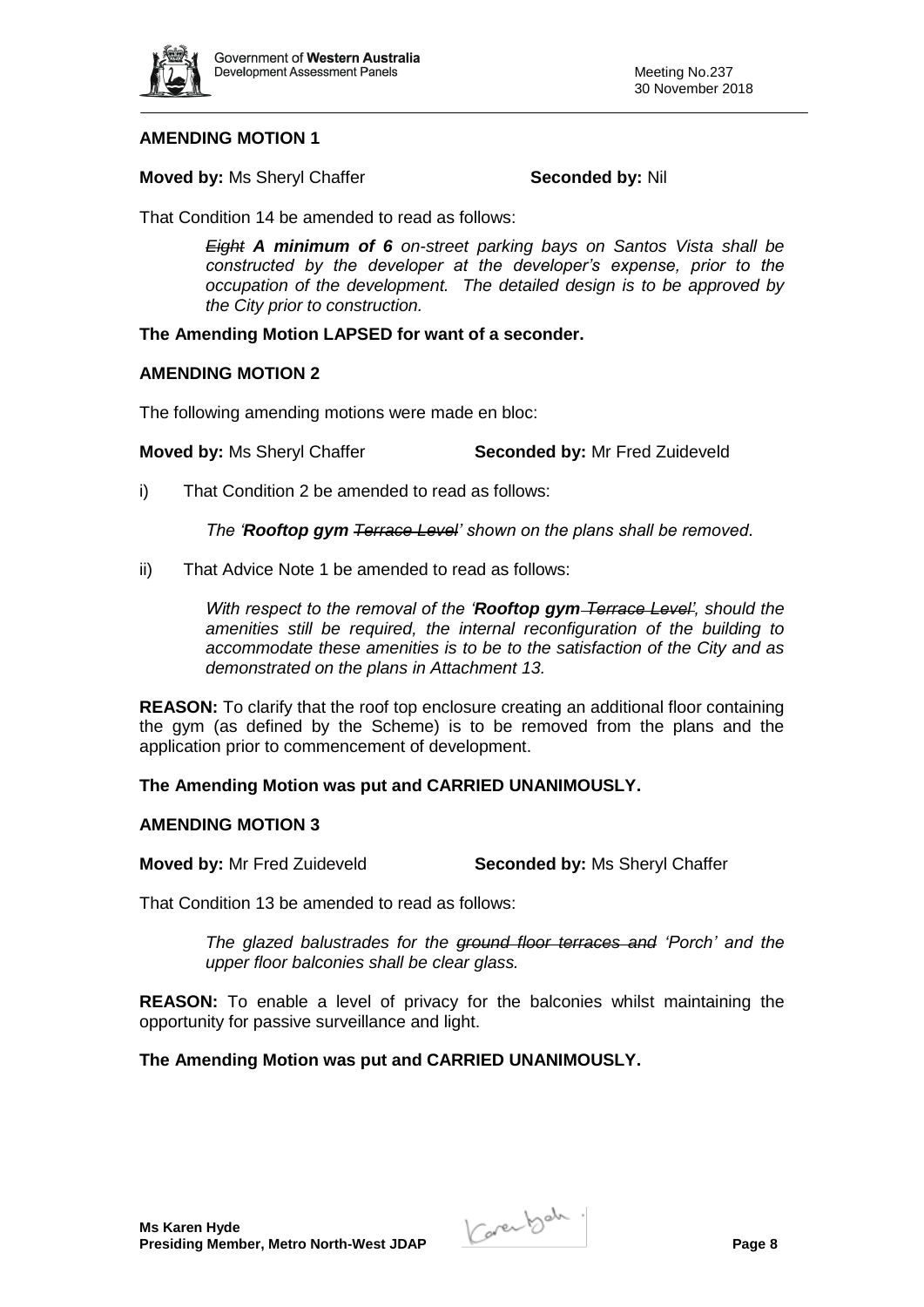**AMENDING MOTION 1**

**Moved by:** Ms Sheryl Chaffer **Seconded by:** Nil

That Condition 14 be amended to read as follows:

> *~~Eight~~ **A minimum of 6** on-street parking bays on Santos Vista shall be constructed by the developer at the developer's expense, prior to the occupation of the development. The detailed design is to be approved by the City prior to construction.*

**The Amending Motion LAPSED for want of a seconder.**

**AMENDING MOTION 2**

The following amending motions were made en bloc:

**Moved by:** Ms Sheryl Chaffer **Seconded by:** Mr Fred Zuideveld

i) That Condition 2 be amended to read as follows:

> *The '**Rooftop gym** ~~Terrace Level~~' shown on the plans shall be removed.*

ii) That Advice Note 1 be amended to read as follows:

> *With respect to the removal of the '**Rooftop gym** ~~Terrace Level~~', should the amenities still be required, the internal reconfiguration of the building to accommodate these amenities is to be to the satisfaction of the City and as demonstrated on the plans in Attachment 13.*

**REASON:** To clarify that the roof top enclosure creating an additional floor containing the gym (as defined by the Scheme) is to be removed from the plans and the application prior to commencement of development.

**The Amending Motion was put and CARRIED UNANIMOUSLY.**

**AMENDING MOTION 3**

**Moved by:** Mr Fred Zuideveld **Seconded by:** Ms Sheryl Chaffer

That Condition 13 be amended to read as follows:

> *The glazed balustrades for the ~~ground floor terraces and~~ 'Porch' and the upper floor balconies shall be clear glass.*

**REASON:** To enable a level of privacy for the balconies whilst maintaining the opportunity for passive surveillance and light.

**The Amending Motion was put and CARRIED UNANIMOUSLY.**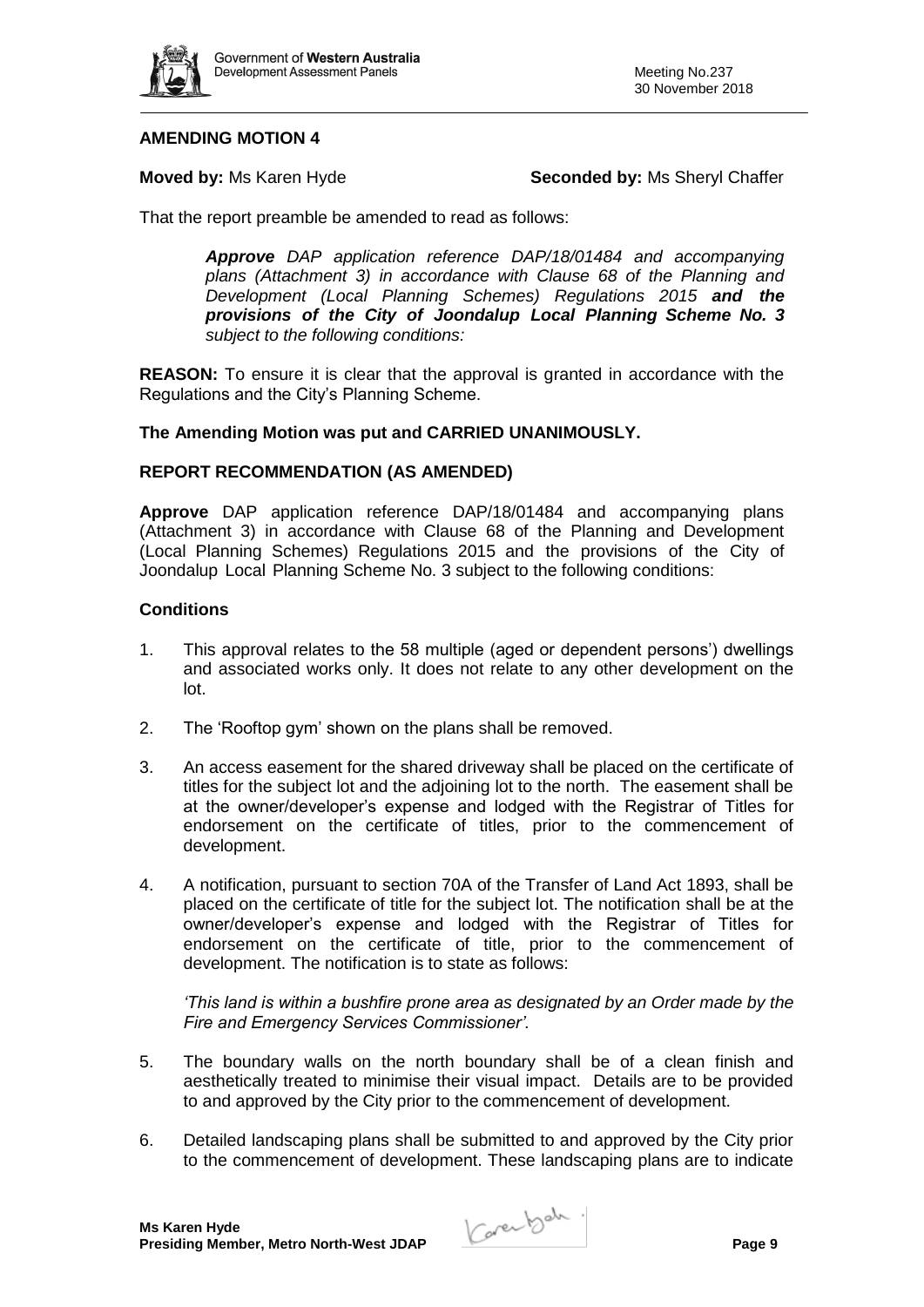**AMENDING MOTION 4**

**Moved by:** Ms Karen Hyde **Seconded by:** Ms Sheryl Chaffer

That the report preamble be amended to read as follows:

> ***Approve*** *DAP application reference DAP/18/01484 and accompanying plans (Attachment 3) in accordance with Clause 68 of the Planning and Development (Local Planning Schemes) Regulations 2015* ***and the provisions of the City of Joondalup Local Planning Scheme No. 3*** *subject to the following conditions:*

**REASON:** To ensure it is clear that the approval is granted in accordance with the Regulations and the City's Planning Scheme.

**The Amending Motion was put and CARRIED UNANIMOUSLY.**

**REPORT RECOMMENDATION (AS AMENDED)**

**Approve** DAP application reference DAP/18/01484 and accompanying plans (Attachment 3) in accordance with Clause 68 of the Planning and Development (Local Planning Schemes) Regulations 2015 and the provisions of the City of Joondalup Local Planning Scheme No. 3 subject to the following conditions:

**Conditions**

1. This approval relates to the 58 multiple (aged or dependent persons') dwellings and associated works only. It does not relate to any other development on the lot.

2. The 'Rooftop gym' shown on the plans shall be removed.

3. An access easement for the shared driveway shall be placed on the certificate of titles for the subject lot and the adjoining lot to the north. The easement shall be at the owner/developer's expense and lodged with the Registrar of Titles for endorsement on the certificate of titles, prior to the commencement of development.

4. A notification, pursuant to section 70A of the Transfer of Land Act 1893, shall be placed on the certificate of title for the subject lot. The notification shall be at the owner/developer's expense and lodged with the Registrar of Titles for endorsement on the certificate of title, prior to the commencement of development. The notification is to state as follows:

   *'This land is within a bushfire prone area as designated by an Order made by the Fire and Emergency Services Commissioner'.*

5. The boundary walls on the north boundary shall be of a clean finish and aesthetically treated to minimise their visual impact. Details are to be provided to and approved by the City prior to the commencement of development.

6. Detailed landscaping plans shall be submitted to and approved by the City prior to the commencement of development. These landscaping plans are to indicate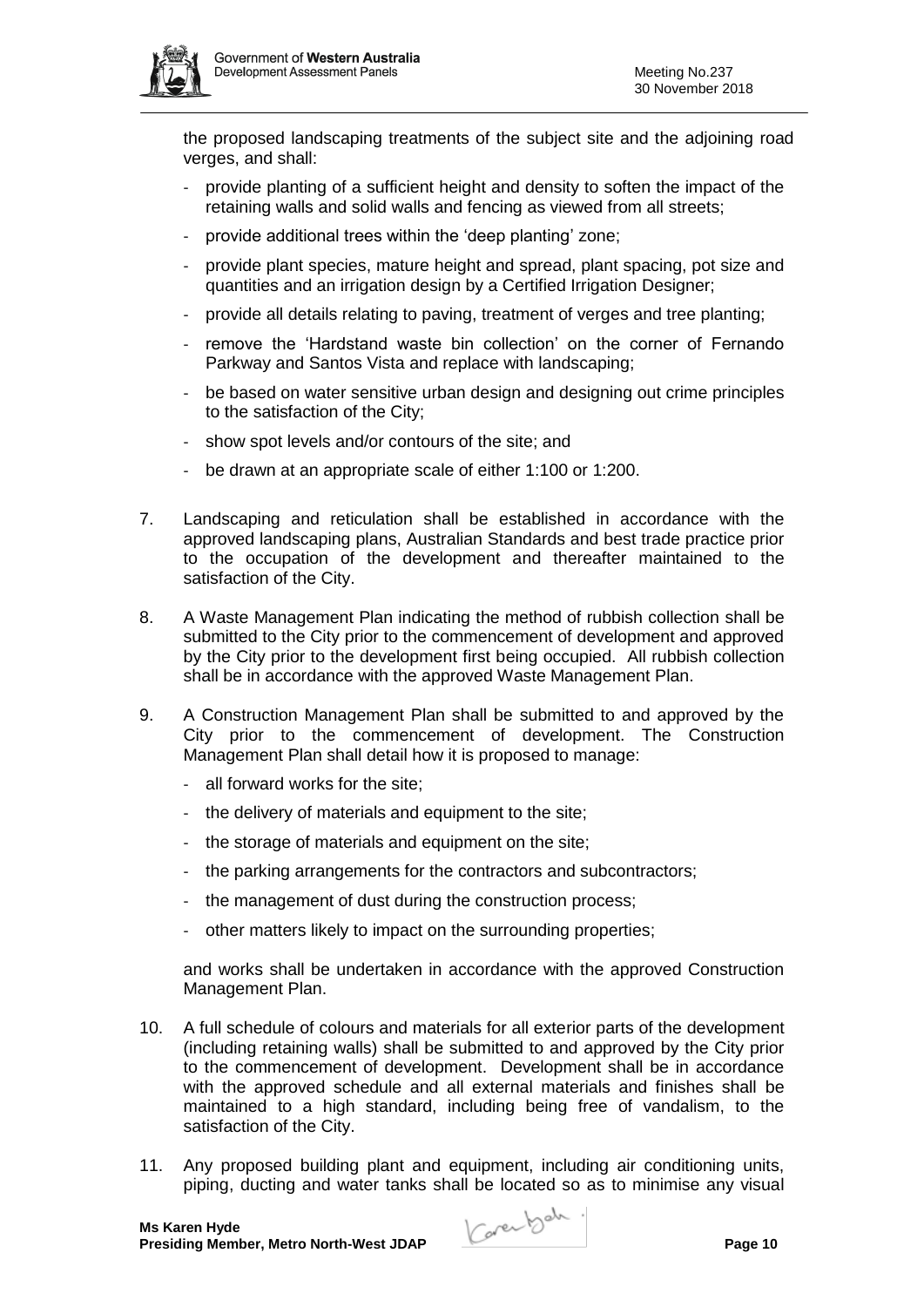the proposed landscaping treatments of the subject site and the adjoining road verges, and shall:

- provide planting of a sufficient height and density to soften the impact of the retaining walls and solid walls and fencing as viewed from all streets;
- provide additional trees within the 'deep planting' zone;
- provide plant species, mature height and spread, plant spacing, pot size and quantities and an irrigation design by a Certified Irrigation Designer;
- provide all details relating to paving, treatment of verges and tree planting;
- remove the 'Hardstand waste bin collection' on the corner of Fernando Parkway and Santos Vista and replace with landscaping;
- be based on water sensitive urban design and designing out crime principles to the satisfaction of the City;
- show spot levels and/or contours of the site; and
- be drawn at an appropriate scale of either 1:100 or 1:200.

7. Landscaping and reticulation shall be established in accordance with the approved landscaping plans, Australian Standards and best trade practice prior to the occupation of the development and thereafter maintained to the satisfaction of the City.

8. A Waste Management Plan indicating the method of rubbish collection shall be submitted to the City prior to the commencement of development and approved by the City prior to the development first being occupied. All rubbish collection shall be in accordance with the approved Waste Management Plan.

9. A Construction Management Plan shall be submitted to and approved by the City prior to the commencement of development. The Construction Management Plan shall detail how it is proposed to manage:
   - all forward works for the site;
   - the delivery of materials and equipment to the site;
   - the storage of materials and equipment on the site;
   - the parking arrangements for the contractors and subcontractors;
   - the management of dust during the construction process;
   - other matters likely to impact on the surrounding properties;

   and works shall be undertaken in accordance with the approved Construction Management Plan.

10. A full schedule of colours and materials for all exterior parts of the development (including retaining walls) shall be submitted to and approved by the City prior to the commencement of development. Development shall be in accordance with the approved schedule and all external materials and finishes shall be maintained to a high standard, including being free of vandalism, to the satisfaction of the City.

11. Any proposed building plant and equipment, including air conditioning units, piping, ducting and water tanks shall be located so as to minimise any visual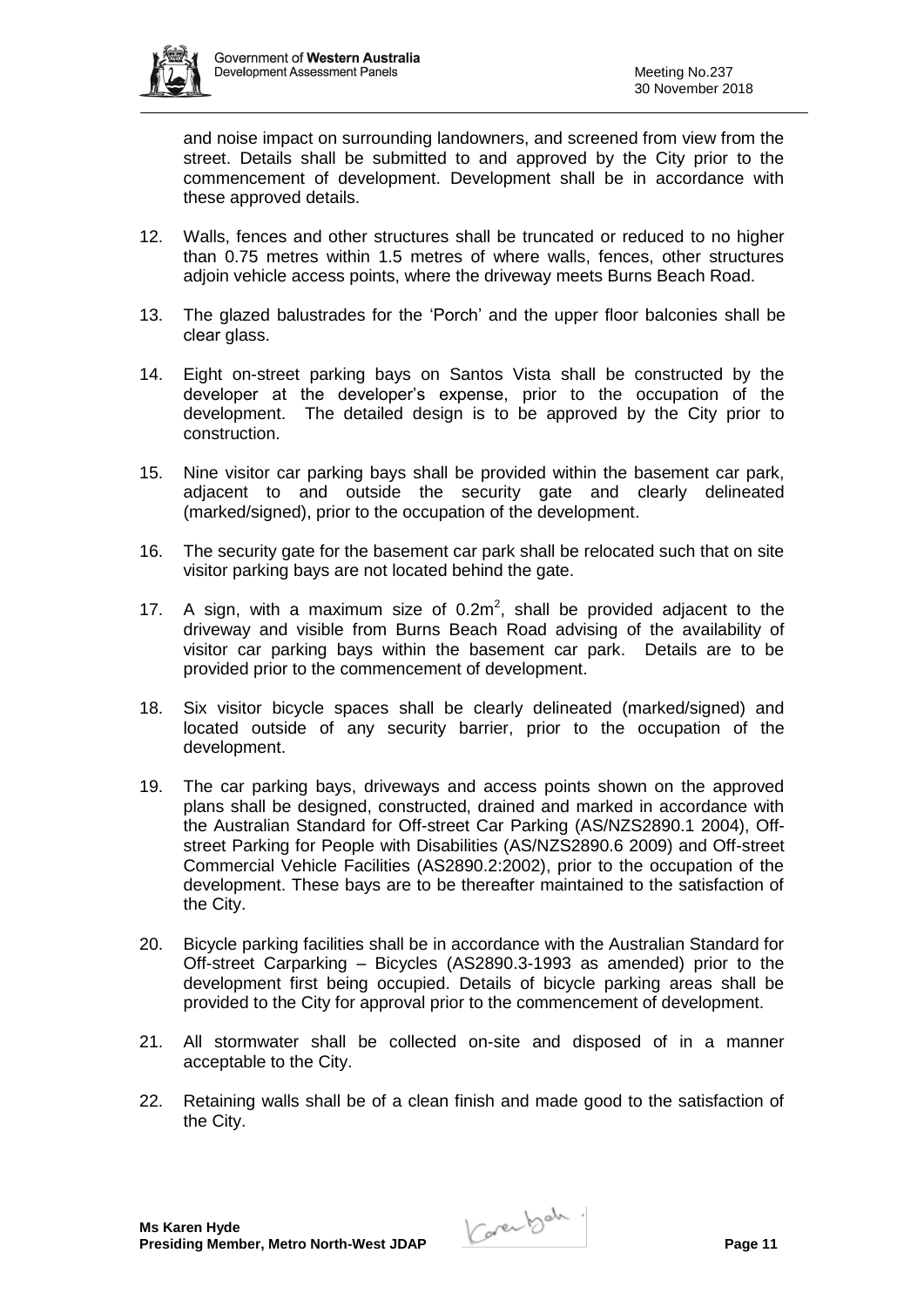and noise impact on surrounding landowners, and screened from view from the street. Details shall be submitted to and approved by the City prior to the commencement of development. Development shall be in accordance with these approved details.

12. Walls, fences and other structures shall be truncated or reduced to no higher than 0.75 metres within 1.5 metres of where walls, fences, other structures adjoin vehicle access points, where the driveway meets Burns Beach Road.

13. The glazed balustrades for the 'Porch' and the upper floor balconies shall be clear glass.

14. Eight on-street parking bays on Santos Vista shall be constructed by the developer at the developer's expense, prior to the occupation of the development. The detailed design is to be approved by the City prior to construction.

15. Nine visitor car parking bays shall be provided within the basement car park, adjacent to and outside the security gate and clearly delineated (marked/signed), prior to the occupation of the development.

16. The security gate for the basement car park shall be relocated such that on site visitor parking bays are not located behind the gate.

17. A sign, with a maximum size of $0.2m^2$, shall be provided adjacent to the driveway and visible from Burns Beach Road advising of the availability of visitor car parking bays within the basement car park. Details are to be provided prior to the commencement of development.

18. Six visitor bicycle spaces shall be clearly delineated (marked/signed) and located outside of any security barrier, prior to the occupation of the development.

19. The car parking bays, driveways and access points shown on the approved plans shall be designed, constructed, drained and marked in accordance with the Australian Standard for Off-street Car Parking (AS/NZS2890.1 2004), Off-street Parking for People with Disabilities (AS/NZS2890.6 2009) and Off-street Commercial Vehicle Facilities (AS2890.2:2002), prior to the occupation of the development. These bays are to be thereafter maintained to the satisfaction of the City.

20. Bicycle parking facilities shall be in accordance with the Australian Standard for Off-street Carparking – Bicycles (AS2890.3-1993 as amended) prior to the development first being occupied. Details of bicycle parking areas shall be provided to the City for approval prior to the commencement of development.

21. All stormwater shall be collected on-site and disposed of in a manner acceptable to the City.

22. Retaining walls shall be of a clean finish and made good to the satisfaction of the City.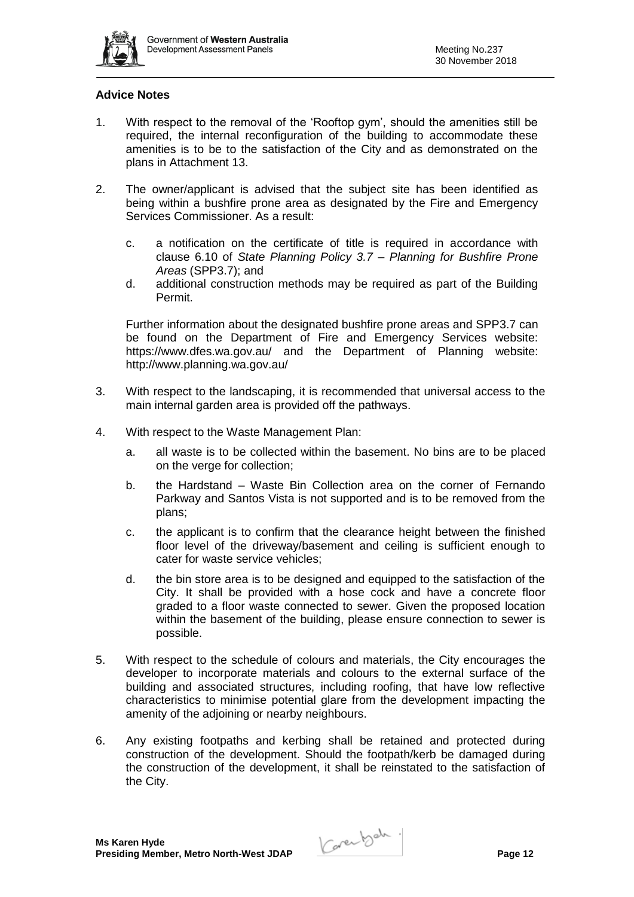### Advice Notes

1. With respect to the removal of the 'Rooftop gym', should the amenities still be required, the internal reconfiguration of the building to accommodate these amenities is to be to the satisfaction of the City and as demonstrated on the plans in Attachment 13.

2. The owner/applicant is advised that the subject site has been identified as being within a bushfire prone area as designated by the Fire and Emergency Services Commissioner. As a result:

   c. a notification on the certificate of title is required in accordance with clause 6.10 of *State Planning Policy 3.7 – Planning for Bushfire Prone Areas* (SPP3.7); and

   d. additional construction methods may be required as part of the Building Permit.

   Further information about the designated bushfire prone areas and SPP3.7 can be found on the Department of Fire and Emergency Services website: https://www.dfes.wa.gov.au/ and the Department of Planning website: http://www.planning.wa.gov.au/

3. With respect to the landscaping, it is recommended that universal access to the main internal garden area is provided off the pathways.

4. With respect to the Waste Management Plan:

   a. all waste is to be collected within the basement. No bins are to be placed on the verge for collection;

   b. the Hardstand – Waste Bin Collection area on the corner of Fernando Parkway and Santos Vista is not supported and is to be removed from the plans;

   c. the applicant is to confirm that the clearance height between the finished floor level of the driveway/basement and ceiling is sufficient enough to cater for waste service vehicles;

   d. the bin store area is to be designed and equipped to the satisfaction of the City. It shall be provided with a hose cock and have a concrete floor graded to a floor waste connected to sewer. Given the proposed location within the basement of the building, please ensure connection to sewer is possible.

5. With respect to the schedule of colours and materials, the City encourages the developer to incorporate materials and colours to the external surface of the building and associated structures, including roofing, that have low reflective characteristics to minimise potential glare from the development impacting the amenity of the adjoining or nearby neighbours.

6. Any existing footpaths and kerbing shall be retained and protected during construction of the development. Should the footpath/kerb be damaged during the construction of the development, it shall be reinstated to the satisfaction of the City.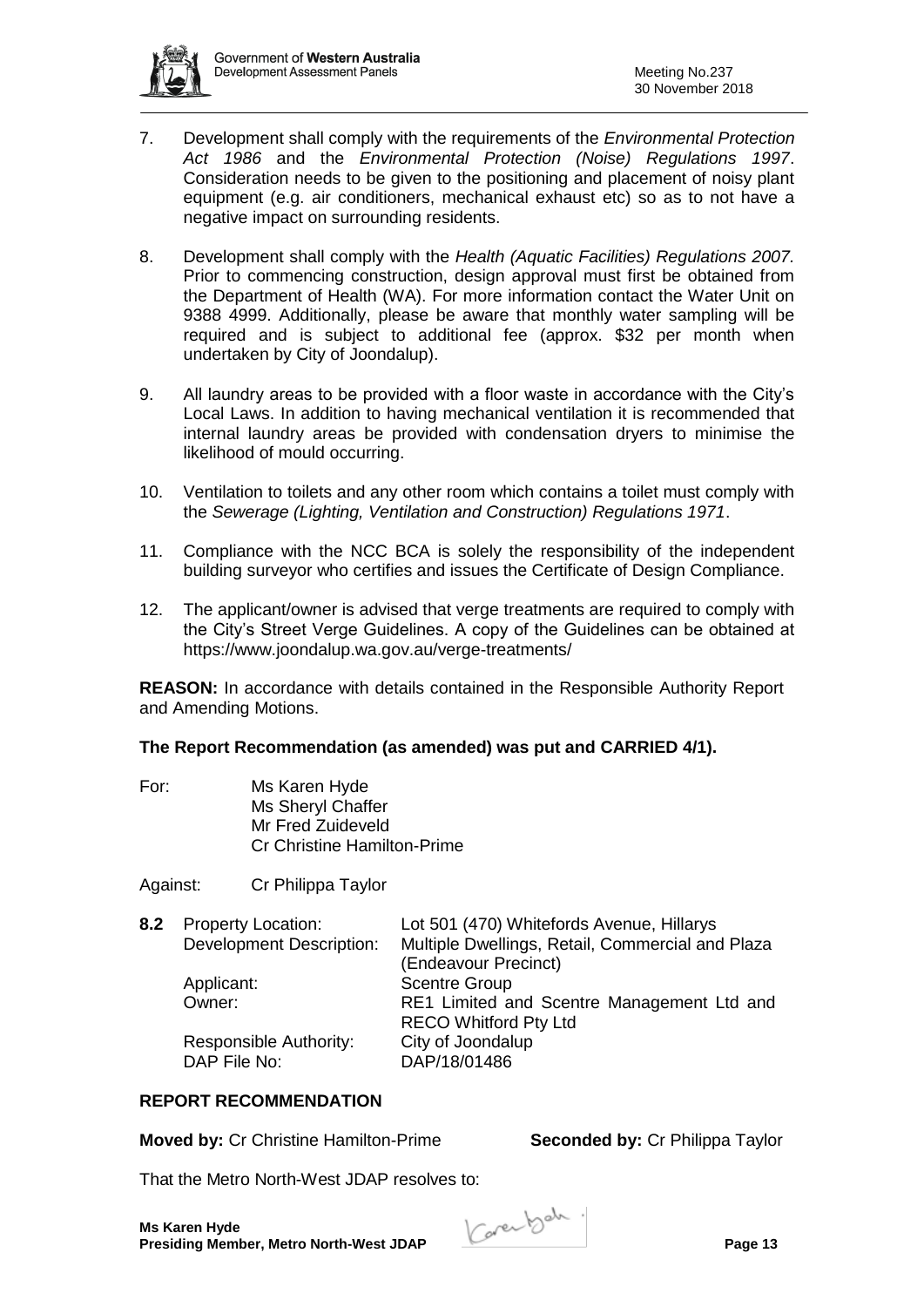7. Development shall comply with the requirements of the *Environmental Protection Act 1986* and the *Environmental Protection (Noise) Regulations 1997*. Consideration needs to be given to the positioning and placement of noisy plant equipment (e.g. air conditioners, mechanical exhaust etc) so as to not have a negative impact on surrounding residents.

8. Development shall comply with the *Health (Aquatic Facilities) Regulations 2007.* Prior to commencing construction, design approval must first be obtained from the Department of Health (WA). For more information contact the Water Unit on 9388 4999. Additionally, please be aware that monthly water sampling will be required and is subject to additional fee (approx. $32 per month when undertaken by City of Joondalup).

9. All laundry areas to be provided with a floor waste in accordance with the City's Local Laws. In addition to having mechanical ventilation it is recommended that internal laundry areas be provided with condensation dryers to minimise the likelihood of mould occurring.

10. Ventilation to toilets and any other room which contains a toilet must comply with the *Sewerage (Lighting, Ventilation and Construction) Regulations 1971*.

11. Compliance with the NCC BCA is solely the responsibility of the independent building surveyor who certifies and issues the Certificate of Design Compliance.

12. The applicant/owner is advised that verge treatments are required to comply with the City's Street Verge Guidelines. A copy of the Guidelines can be obtained at https://www.joondalup.wa.gov.au/verge-treatments/

**REASON:** In accordance with details contained in the Responsible Authority Report and Amending Motions.

**The Report Recommendation (as amended) was put and CARRIED 4/1).**

For: Ms Karen Hyde
Ms Sheryl Chaffer
Mr Fred Zuideveld
Cr Christine Hamilton-Prime

Against: Cr Philippa Taylor

**8.2** Property Location: Lot 501 (470) Whitefords Avenue, Hillarys
Development Description: Multiple Dwellings, Retail, Commercial and Plaza (Endeavour Precinct)
Applicant: Scentre Group
Owner: RE1 Limited and Scentre Management Ltd and RECO Whitford Pty Ltd
Responsible Authority: City of Joondalup
DAP File No: DAP/18/01486

**REPORT RECOMMENDATION**

**Moved by:** Cr Christine Hamilton-Prime **Seconded by:** Cr Philippa Taylor

That the Metro North-West JDAP resolves to: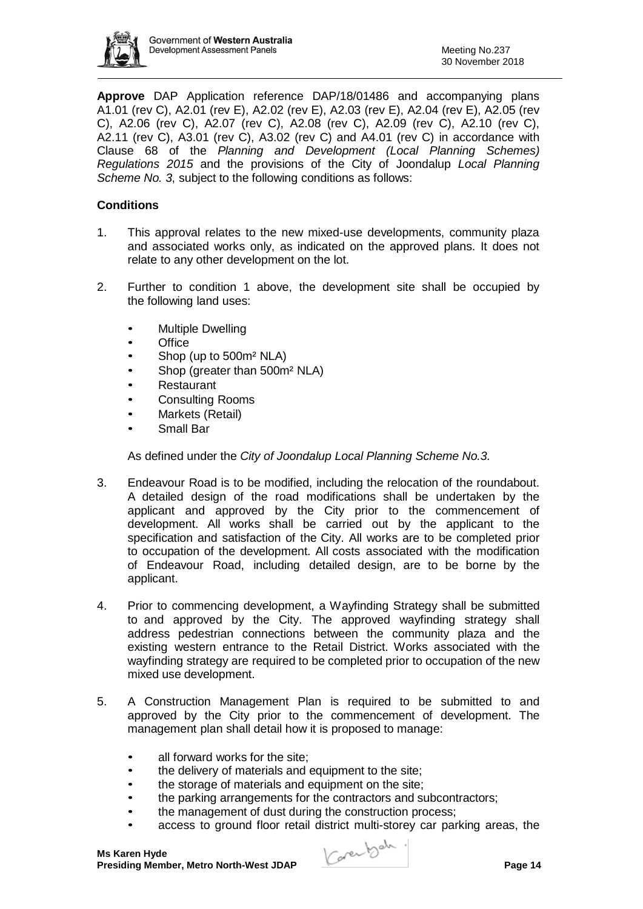**Approve** DAP Application reference DAP/18/01486 and accompanying plans A1.01 (rev C), A2.01 (rev E), A2.02 (rev E), A2.03 (rev E), A2.04 (rev E), A2.05 (rev C), A2.06 (rev C), A2.07 (rev C), A2.08 (rev C), A2.09 (rev C), A2.10 (rev C), A2.11 (rev C), A3.01 (rev C), A3.02 (rev C) and A4.01 (rev C) in accordance with Clause 68 of the *Planning and Development (Local Planning Schemes) Regulations 2015* and the provisions of the City of Joondalup *Local Planning Scheme No. 3*, subject to the following conditions as follows:

**Conditions**

1. This approval relates to the new mixed-use developments, community plaza and associated works only, as indicated on the approved plans. It does not relate to any other development on the lot.

2. Further to condition 1 above, the development site shall be occupied by the following land uses:

   - Multiple Dwelling
   - Office
   - Shop (up to 500m² NLA)
   - Shop (greater than 500m² NLA)
   - Restaurant
   - Consulting Rooms
   - Markets (Retail)
   - Small Bar

   As defined under the *City of Joondalup Local Planning Scheme No.3.*

3. Endeavour Road is to be modified, including the relocation of the roundabout. A detailed design of the road modifications shall be undertaken by the applicant and approved by the City prior to the commencement of development. All works shall be carried out by the applicant to the specification and satisfaction of the City. All works are to be completed prior to occupation of the development. All costs associated with the modification of Endeavour Road, including detailed design, are to be borne by the applicant.

4. Prior to commencing development, a Wayfinding Strategy shall be submitted to and approved by the City. The approved wayfinding strategy shall address pedestrian connections between the community plaza and the existing western entrance to the Retail District. Works associated with the wayfinding strategy are required to be completed prior to occupation of the new mixed use development.

5. A Construction Management Plan is required to be submitted to and approved by the City prior to the commencement of development. The management plan shall detail how it is proposed to manage:

   - all forward works for the site;
   - the delivery of materials and equipment to the site;
   - the storage of materials and equipment on the site;
   - the parking arrangements for the contractors and subcontractors;
   - the management of dust during the construction process;
   - access to ground floor retail district multi-storey car parking areas, the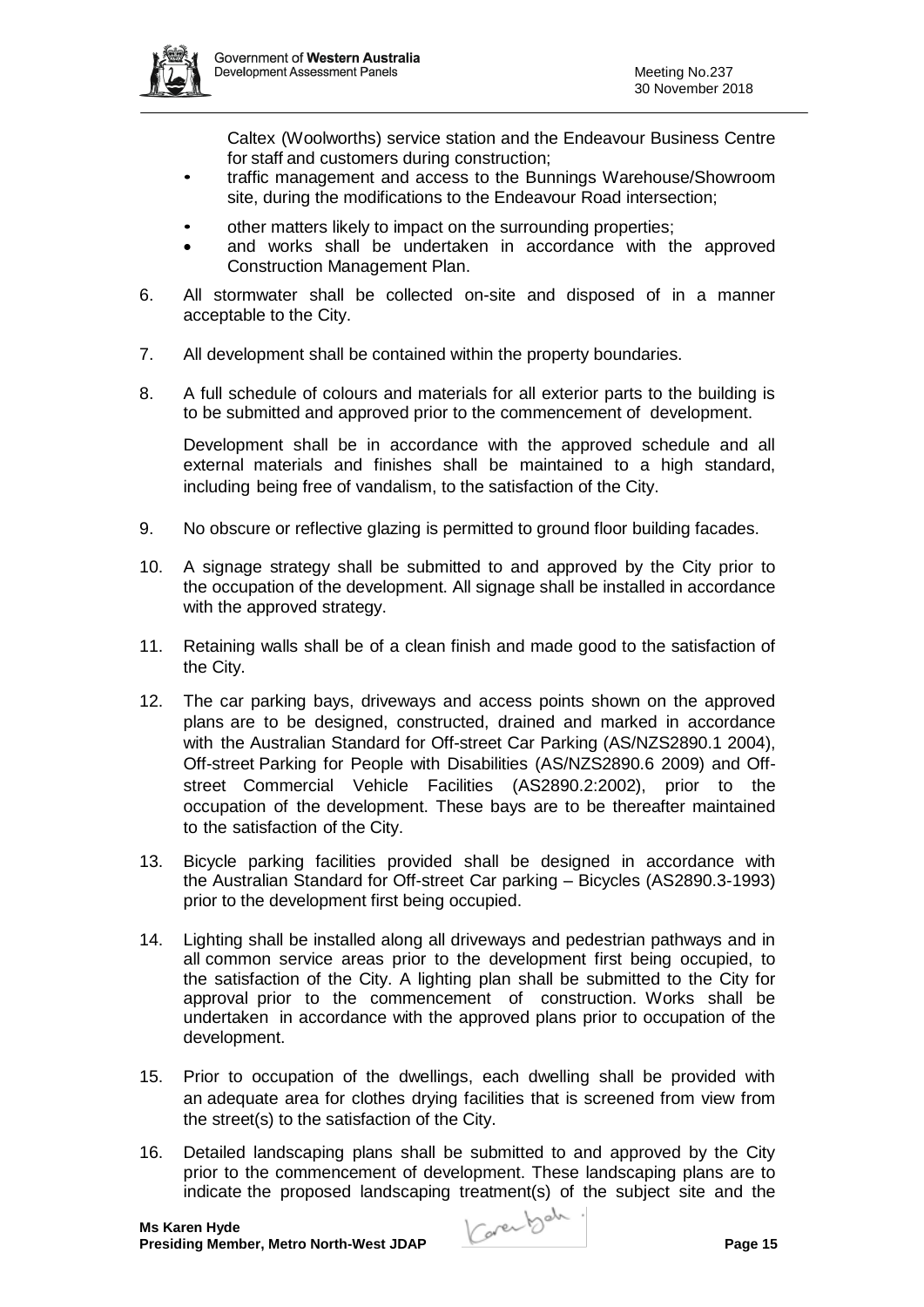Caltex (Woolworths) service station and the Endeavour Business Centre for staff and customers during construction;
- traffic management and access to the Bunnings Warehouse/Showroom site, during the modifications to the Endeavour Road intersection;
- other matters likely to impact on the surrounding properties;
- and works shall be undertaken in accordance with the approved Construction Management Plan.

6. All stormwater shall be collected on-site and disposed of in a manner acceptable to the City.

7. All development shall be contained within the property boundaries.

8. A full schedule of colours and materials for all exterior parts to the building is to be submitted and approved prior to the commencement of development.

   Development shall be in accordance with the approved schedule and all external materials and finishes shall be maintained to a high standard, including being free of vandalism, to the satisfaction of the City.

9. No obscure or reflective glazing is permitted to ground floor building facades.

10. A signage strategy shall be submitted to and approved by the City prior to the occupation of the development. All signage shall be installed in accordance with the approved strategy.

11. Retaining walls shall be of a clean finish and made good to the satisfaction of the City.

12. The car parking bays, driveways and access points shown on the approved plans are to be designed, constructed, drained and marked in accordance with the Australian Standard for Off-street Car Parking (AS/NZS2890.1 2004), Off-street Parking for People with Disabilities (AS/NZS2890.6 2009) and Off-street Commercial Vehicle Facilities (AS2890.2:2002), prior to the occupation of the development. These bays are to be thereafter maintained to the satisfaction of the City.

13. Bicycle parking facilities provided shall be designed in accordance with the Australian Standard for Off-street Car parking – Bicycles (AS2890.3-1993) prior to the development first being occupied.

14. Lighting shall be installed along all driveways and pedestrian pathways and in all common service areas prior to the development first being occupied, to the satisfaction of the City. A lighting plan shall be submitted to the City for approval prior to the commencement of construction. Works shall be undertaken in accordance with the approved plans prior to occupation of the development.

15. Prior to occupation of the dwellings, each dwelling shall be provided with an adequate area for clothes drying facilities that is screened from view from the street(s) to the satisfaction of the City.

16. Detailed landscaping plans shall be submitted to and approved by the City prior to the commencement of development. These landscaping plans are to indicate the proposed landscaping treatment(s) of the subject site and the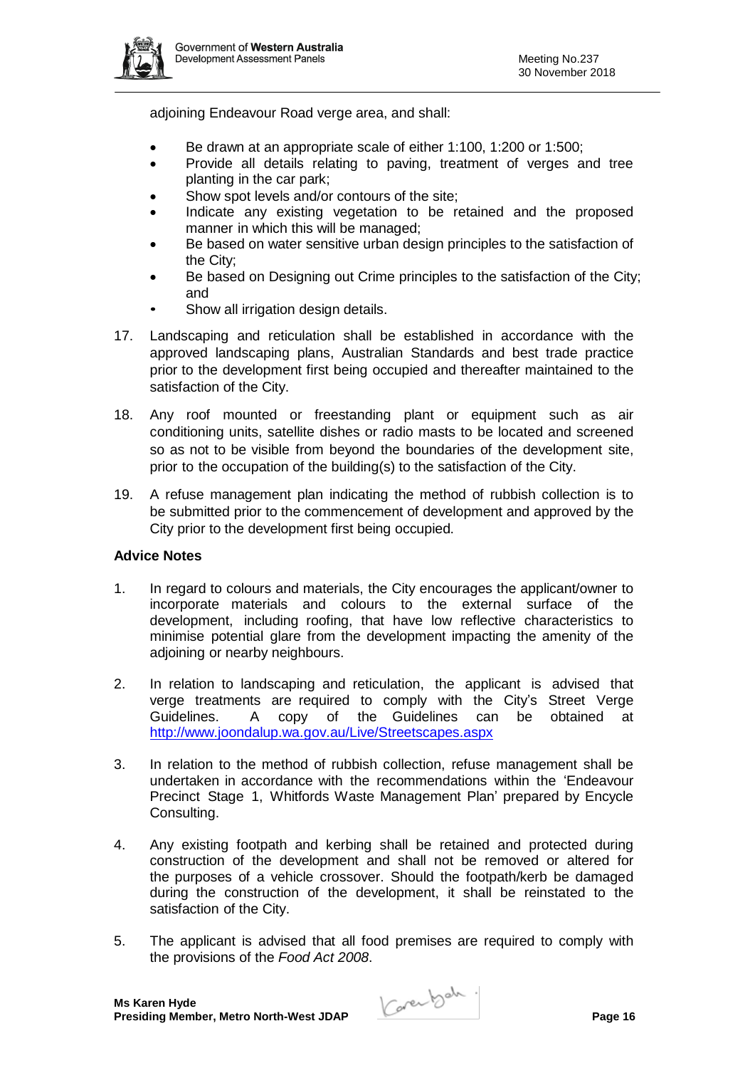adjoining Endeavour Road verge area, and shall:

- Be drawn at an appropriate scale of either 1:100, 1:200 or 1:500;
- Provide all details relating to paving, treatment of verges and tree planting in the car park;
- Show spot levels and/or contours of the site;
- Indicate any existing vegetation to be retained and the proposed manner in which this will be managed;
- Be based on water sensitive urban design principles to the satisfaction of the City;
- Be based on Designing out Crime principles to the satisfaction of the City; and
- Show all irrigation design details.

17. Landscaping and reticulation shall be established in accordance with the approved landscaping plans, Australian Standards and best trade practice prior to the development first being occupied and thereafter maintained to the satisfaction of the City.

18. Any roof mounted or freestanding plant or equipment such as air conditioning units, satellite dishes or radio masts to be located and screened so as not to be visible from beyond the boundaries of the development site, prior to the occupation of the building(s) to the satisfaction of the City.

19. A refuse management plan indicating the method of rubbish collection is to be submitted prior to the commencement of development and approved by the City prior to the development first being occupied.

**Advice Notes**

1. In regard to colours and materials, the City encourages the applicant/owner to incorporate materials and colours to the external surface of the development, including roofing, that have low reflective characteristics to minimise potential glare from the development impacting the amenity of the adjoining or nearby neighbours.

2. In relation to landscaping and reticulation, the applicant is advised that verge treatments are required to comply with the City's Street Verge Guidelines. A copy of the Guidelines can be obtained at http://www.joondalup.wa.gov.au/Live/Streetscapes.aspx

3. In relation to the method of rubbish collection, refuse management shall be undertaken in accordance with the recommendations within the 'Endeavour Precinct Stage 1, Whitfords Waste Management Plan' prepared by Encycle Consulting.

4. Any existing footpath and kerbing shall be retained and protected during construction of the development and shall not be removed or altered for the purposes of a vehicle crossover. Should the footpath/kerb be damaged during the construction of the development, it shall be reinstated to the satisfaction of the City.

5. The applicant is advised that all food premises are required to comply with the provisions of the *Food Act 2008*.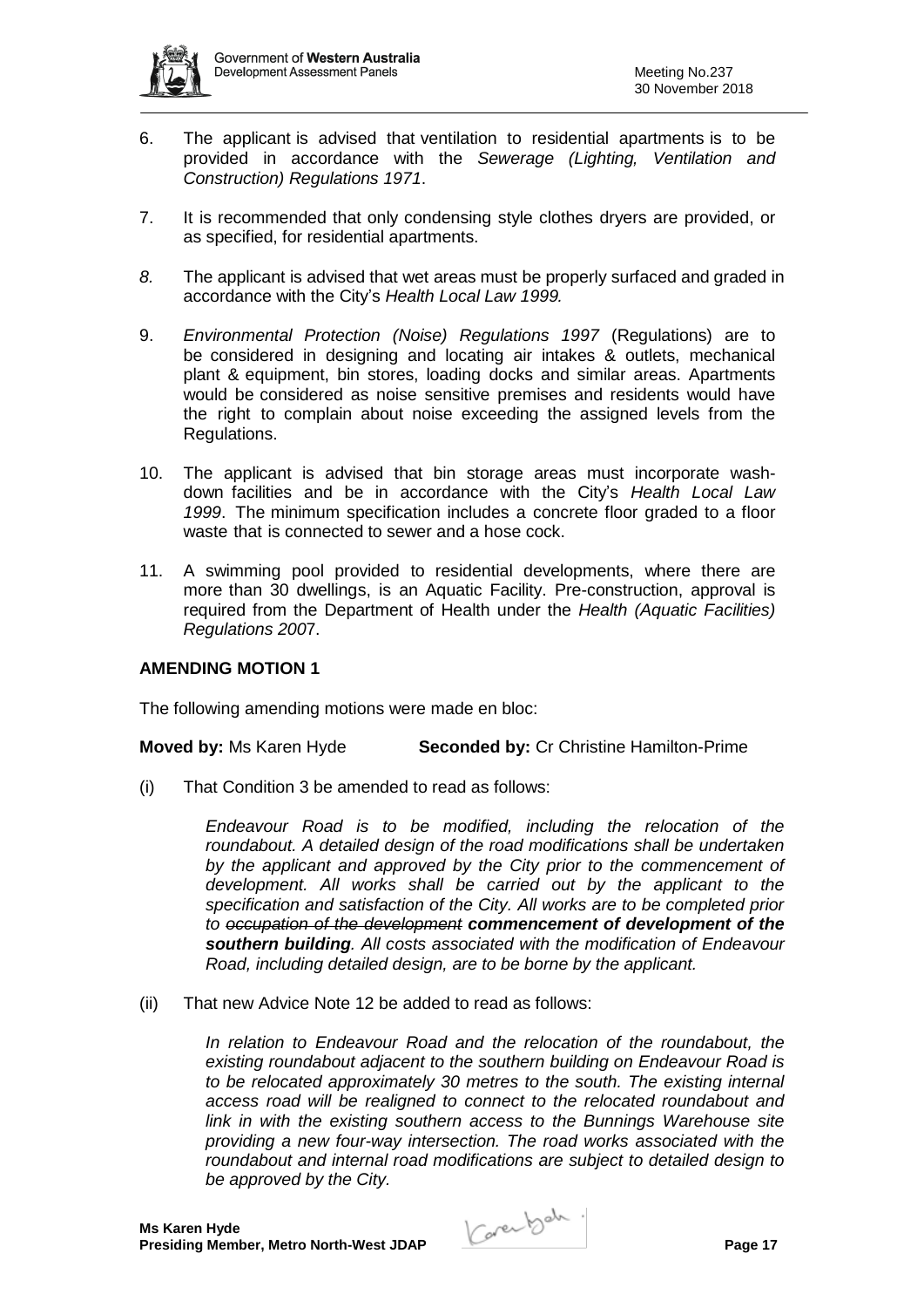6. The applicant is advised that ventilation to residential apartments is to be provided in accordance with the *Sewerage (Lighting, Ventilation and Construction) Regulations 1971*.

7. It is recommended that only condensing style clothes dryers are provided, or as specified, for residential apartments.

*8.* The applicant is advised that wet areas must be properly surfaced and graded in accordance with the City's *Health Local Law 1999.*

9. *Environmental Protection (Noise) Regulations 1997* (Regulations) are to be considered in designing and locating air intakes & outlets, mechanical plant & equipment, bin stores, loading docks and similar areas. Apartments would be considered as noise sensitive premises and residents would have the right to complain about noise exceeding the assigned levels from the Regulations.

10. The applicant is advised that bin storage areas must incorporate wash-down facilities and be in accordance with the City's *Health Local Law 1999*. The minimum specification includes a concrete floor graded to a floor waste that is connected to sewer and a hose cock.

11. A swimming pool provided to residential developments, where there are more than 30 dwellings, is an Aquatic Facility. Pre-construction, approval is required from the Department of Health under the *Health (Aquatic Facilities) Regulations 200*7.

**AMENDING MOTION 1**

The following amending motions were made en bloc:

**Moved by:** Ms Karen Hyde **Seconded by:** Cr Christine Hamilton-Prime

(i) That Condition 3 be amended to read as follows:

> *Endeavour Road is to be modified, including the relocation of the roundabout. A detailed design of the road modifications shall be undertaken by the applicant and approved by the City prior to the commencement of development. All works shall be carried out by the applicant to the specification and satisfaction of the City. All works are to be completed prior to ~~occupation of the development~~ **commencement of development of the southern building**. All costs associated with the modification of Endeavour Road, including detailed design, are to be borne by the applicant.*

(ii) That new Advice Note 12 be added to read as follows:

> *In relation to Endeavour Road and the relocation of the roundabout, the existing roundabout adjacent to the southern building on Endeavour Road is to be relocated approximately 30 metres to the south. The existing internal access road will be realigned to connect to the relocated roundabout and link in with the existing southern access to the Bunnings Warehouse site providing a new four-way intersection. The road works associated with the roundabout and internal road modifications are subject to detailed design to be approved by the City.*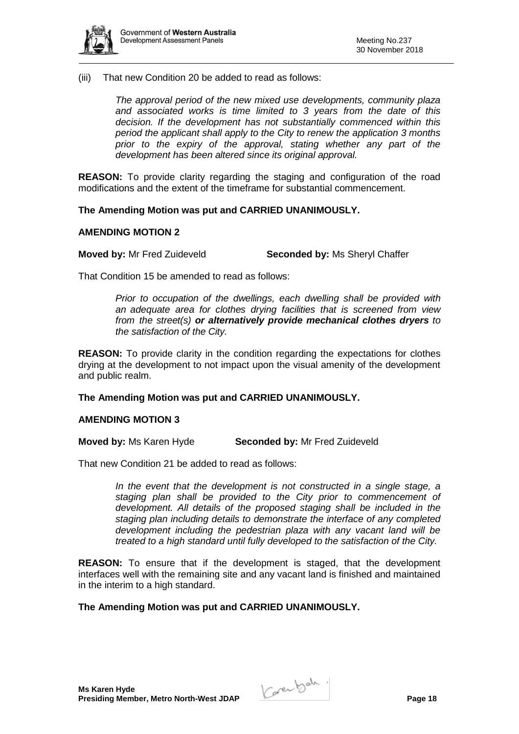(iii) That new Condition 20 be added to read as follows:

> *The approval period of the new mixed use developments, community plaza and associated works is time limited to 3 years from the date of this decision. If the development has not substantially commenced within this period the applicant shall apply to the City to renew the application 3 months prior to the expiry of the approval, stating whether any part of the development has been altered since its original approval.*

**REASON:** To provide clarity regarding the staging and configuration of the road modifications and the extent of the timeframe for substantial commencement.

**The Amending Motion was put and CARRIED UNANIMOUSLY.**

**AMENDING MOTION 2**

**Moved by:** Mr Fred Zuideveld **Seconded by:** Ms Sheryl Chaffer

That Condition 15 be amended to read as follows:

> *Prior to occupation of the dwellings, each dwelling shall be provided with an adequate area for clothes drying facilities that is screened from view from the street(s)* ***or alternatively provide mechanical clothes dryers*** *to the satisfaction of the City.*

**REASON:** To provide clarity in the condition regarding the expectations for clothes drying at the development to not impact upon the visual amenity of the development and public realm.

**The Amending Motion was put and CARRIED UNANIMOUSLY.**

**AMENDING MOTION 3**

**Moved by:** Ms Karen Hyde **Seconded by:** Mr Fred Zuideveld

That new Condition 21 be added to read as follows:

> *In the event that the development is not constructed in a single stage, a staging plan shall be provided to the City prior to commencement of development. All details of the proposed staging shall be included in the staging plan including details to demonstrate the interface of any completed development including the pedestrian plaza with any vacant land will be treated to a high standard until fully developed to the satisfaction of the City.*

**REASON:** To ensure that if the development is staged, that the development interfaces well with the remaining site and any vacant land is finished and maintained in the interim to a high standard.

**The Amending Motion was put and CARRIED UNANIMOUSLY.**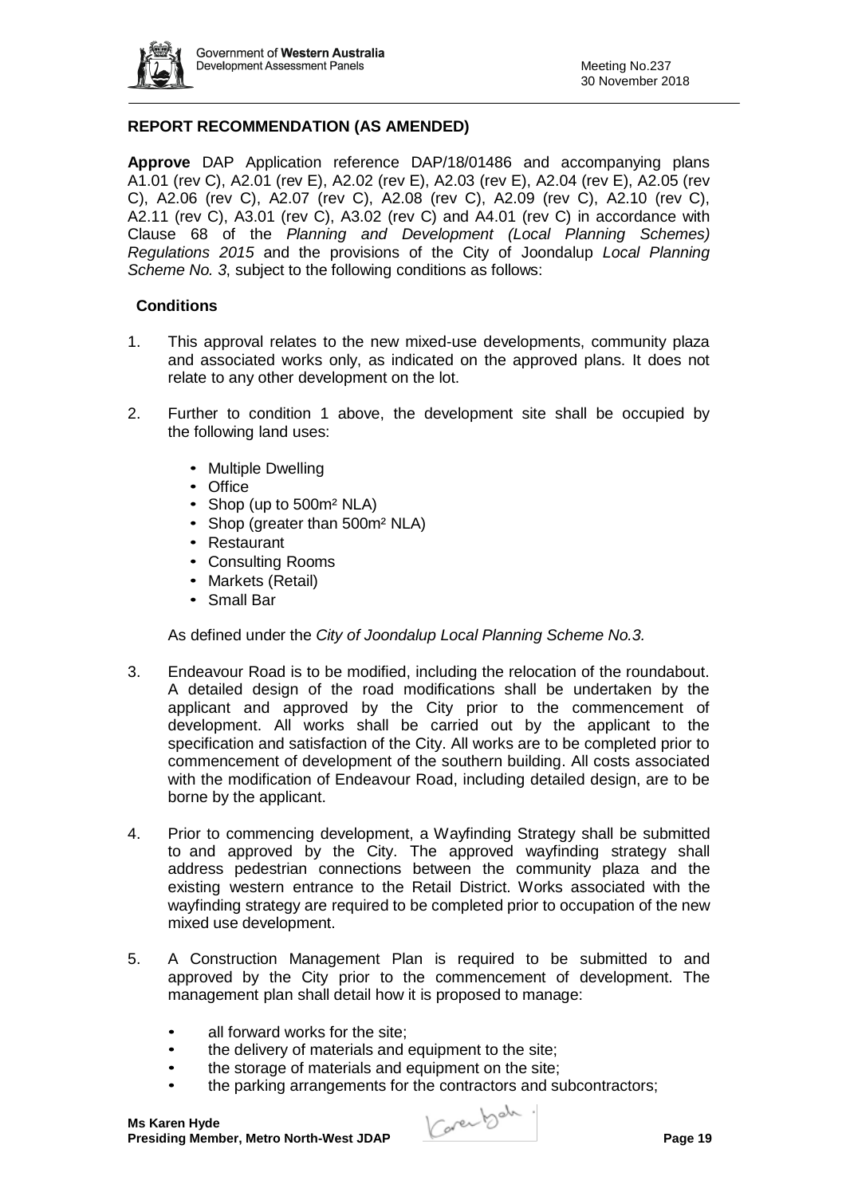## REPORT RECOMMENDATION (AS AMENDED)

**Approve** DAP Application reference DAP/18/01486 and accompanying plans A1.01 (rev C), A2.01 (rev E), A2.02 (rev E), A2.03 (rev E), A2.04 (rev E), A2.05 (rev C), A2.06 (rev C), A2.07 (rev C), A2.08 (rev C), A2.09 (rev C), A2.10 (rev C), A2.11 (rev C), A3.01 (rev C), A3.02 (rev C) and A4.01 (rev C) in accordance with Clause 68 of the *Planning and Development (Local Planning Schemes) Regulations 2015* and the provisions of the City of Joondalup *Local Planning Scheme No. 3*, subject to the following conditions as follows:

### Conditions

1. This approval relates to the new mixed-use developments, community plaza and associated works only, as indicated on the approved plans. It does not relate to any other development on the lot.

2. Further to condition 1 above, the development site shall be occupied by the following land uses:

   - Multiple Dwelling
   - Office
   - Shop (up to 500m² NLA)
   - Shop (greater than 500m² NLA)
   - Restaurant
   - Consulting Rooms
   - Markets (Retail)
   - Small Bar

   As defined under the *City of Joondalup Local Planning Scheme No.3.*

3. Endeavour Road is to be modified, including the relocation of the roundabout. A detailed design of the road modifications shall be undertaken by the applicant and approved by the City prior to the commencement of development. All works shall be carried out by the applicant to the specification and satisfaction of the City. All works are to be completed prior to commencement of development of the southern building. All costs associated with the modification of Endeavour Road, including detailed design, are to be borne by the applicant.

4. Prior to commencing development, a Wayfinding Strategy shall be submitted to and approved by the City. The approved wayfinding strategy shall address pedestrian connections between the community plaza and the existing western entrance to the Retail District. Works associated with the wayfinding strategy are required to be completed prior to occupation of the new mixed use development.

5. A Construction Management Plan is required to be submitted to and approved by the City prior to the commencement of development. The management plan shall detail how it is proposed to manage:

   - all forward works for the site;
   - the delivery of materials and equipment to the site;
   - the storage of materials and equipment on the site;
   - the parking arrangements for the contractors and subcontractors;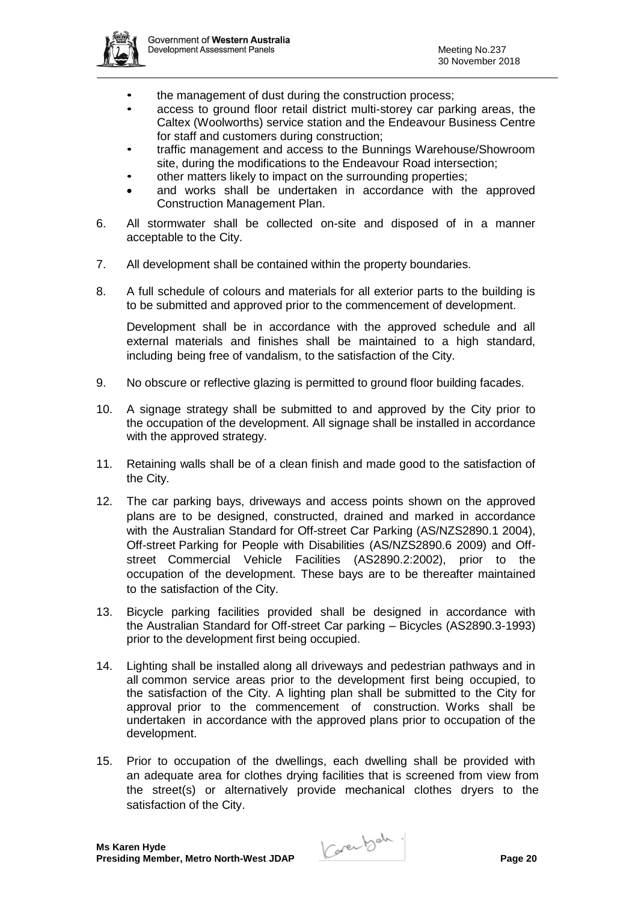- the management of dust during the construction process;
- access to ground floor retail district multi-storey car parking areas, the Caltex (Woolworths) service station and the Endeavour Business Centre for staff and customers during construction;
- traffic management and access to the Bunnings Warehouse/Showroom site, during the modifications to the Endeavour Road intersection;
- other matters likely to impact on the surrounding properties;
- and works shall be undertaken in accordance with the approved Construction Management Plan.

6. All stormwater shall be collected on-site and disposed of in a manner acceptable to the City.

7. All development shall be contained within the property boundaries.

8. A full schedule of colours and materials for all exterior parts to the building is to be submitted and approved prior to the commencement of development.

   Development shall be in accordance with the approved schedule and all external materials and finishes shall be maintained to a high standard, including being free of vandalism, to the satisfaction of the City.

9. No obscure or reflective glazing is permitted to ground floor building facades.

10. A signage strategy shall be submitted to and approved by the City prior to the occupation of the development. All signage shall be installed in accordance with the approved strategy.

11. Retaining walls shall be of a clean finish and made good to the satisfaction of the City.

12. The car parking bays, driveways and access points shown on the approved plans are to be designed, constructed, drained and marked in accordance with the Australian Standard for Off-street Car Parking (AS/NZS2890.1 2004), Off-street Parking for People with Disabilities (AS/NZS2890.6 2009) and Off-street Commercial Vehicle Facilities (AS2890.2:2002), prior to the occupation of the development. These bays are to be thereafter maintained to the satisfaction of the City.

13. Bicycle parking facilities provided shall be designed in accordance with the Australian Standard for Off-street Car parking – Bicycles (AS2890.3-1993) prior to the development first being occupied.

14. Lighting shall be installed along all driveways and pedestrian pathways and in all common service areas prior to the development first being occupied, to the satisfaction of the City. A lighting plan shall be submitted to the City for approval prior to the commencement of construction. Works shall be undertaken in accordance with the approved plans prior to occupation of the development.

15. Prior to occupation of the dwellings, each dwelling shall be provided with an adequate area for clothes drying facilities that is screened from view from the street(s) or alternatively provide mechanical clothes dryers to the satisfaction of the City.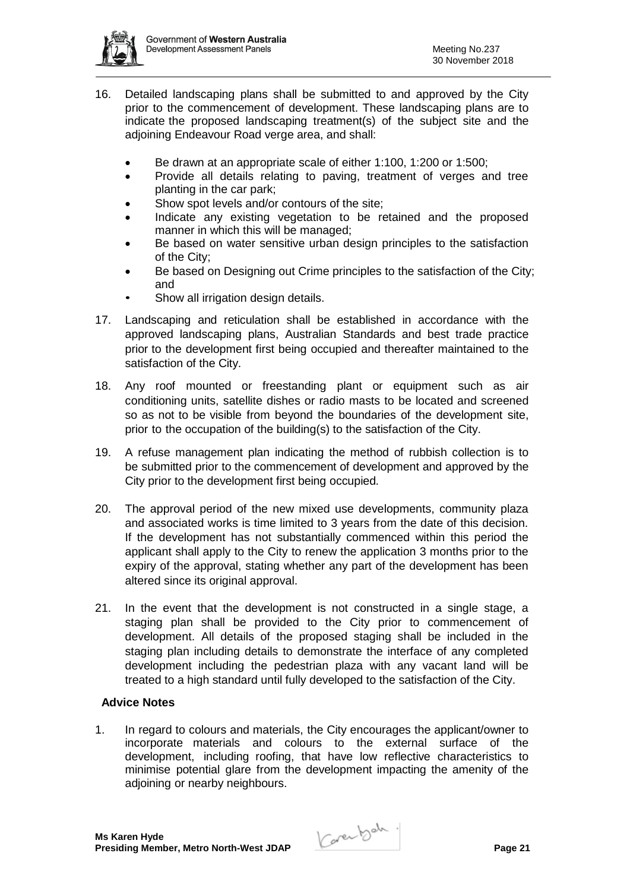16. Detailed landscaping plans shall be submitted to and approved by the City prior to the commencement of development. These landscaping plans are to indicate the proposed landscaping treatment(s) of the subject site and the adjoining Endeavour Road verge area, and shall:

    - Be drawn at an appropriate scale of either 1:100, 1:200 or 1:500;
    - Provide all details relating to paving, treatment of verges and tree planting in the car park;
    - Show spot levels and/or contours of the site;
    - Indicate any existing vegetation to be retained and the proposed manner in which this will be managed;
    - Be based on water sensitive urban design principles to the satisfaction of the City;
    - Be based on Designing out Crime principles to the satisfaction of the City; and
    - Show all irrigation design details.

17. Landscaping and reticulation shall be established in accordance with the approved landscaping plans, Australian Standards and best trade practice prior to the development first being occupied and thereafter maintained to the satisfaction of the City.

18. Any roof mounted or freestanding plant or equipment such as air conditioning units, satellite dishes or radio masts to be located and screened so as not to be visible from beyond the boundaries of the development site, prior to the occupation of the building(s) to the satisfaction of the City.

19. A refuse management plan indicating the method of rubbish collection is to be submitted prior to the commencement of development and approved by the City prior to the development first being occupied.

20. The approval period of the new mixed use developments, community plaza and associated works is time limited to 3 years from the date of this decision. If the development has not substantially commenced within this period the applicant shall apply to the City to renew the application 3 months prior to the expiry of the approval, stating whether any part of the development has been altered since its original approval.

21. In the event that the development is not constructed in a single stage, a staging plan shall be provided to the City prior to commencement of development. All details of the proposed staging shall be included in the staging plan including details to demonstrate the interface of any completed development including the pedestrian plaza with any vacant land will be treated to a high standard until fully developed to the satisfaction of the City.

**Advice Notes**

1. In regard to colours and materials, the City encourages the applicant/owner to incorporate materials and colours to the external surface of the development, including roofing, that have low reflective characteristics to minimise potential glare from the development impacting the amenity of the adjoining or nearby neighbours.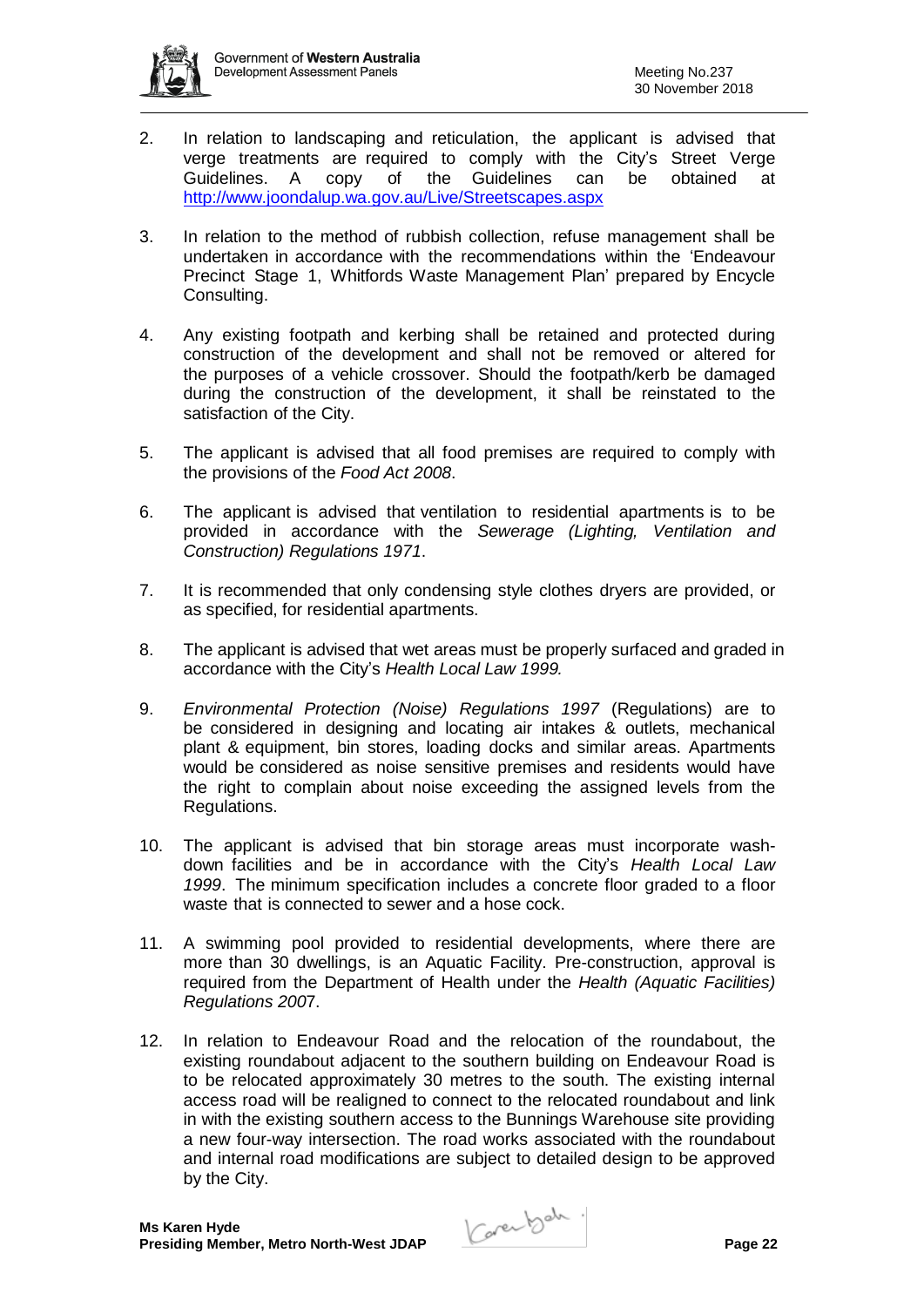2. In relation to landscaping and reticulation, the applicant is advised that verge treatments are required to comply with the City's Street Verge Guidelines. A copy of the Guidelines can be obtained at http://www.joondalup.wa.gov.au/Live/Streetscapes.aspx

3. In relation to the method of rubbish collection, refuse management shall be undertaken in accordance with the recommendations within the 'Endeavour Precinct Stage 1, Whitfords Waste Management Plan' prepared by Encycle Consulting.

4. Any existing footpath and kerbing shall be retained and protected during construction of the development and shall not be removed or altered for the purposes of a vehicle crossover. Should the footpath/kerb be damaged during the construction of the development, it shall be reinstated to the satisfaction of the City.

5. The applicant is advised that all food premises are required to comply with the provisions of the *Food Act 2008*.

6. The applicant is advised that ventilation to residential apartments is to be provided in accordance with the *Sewerage (Lighting, Ventilation and Construction) Regulations 1971*.

7. It is recommended that only condensing style clothes dryers are provided, or as specified, for residential apartments.

8. The applicant is advised that wet areas must be properly surfaced and graded in accordance with the City's *Health Local Law 1999.*

9. *Environmental Protection (Noise) Regulations 1997* (Regulations) are to be considered in designing and locating air intakes & outlets, mechanical plant & equipment, bin stores, loading docks and similar areas. Apartments would be considered as noise sensitive premises and residents would have the right to complain about noise exceeding the assigned levels from the Regulations.

10. The applicant is advised that bin storage areas must incorporate wash-down facilities and be in accordance with the City's *Health Local Law 1999*. The minimum specification includes a concrete floor graded to a floor waste that is connected to sewer and a hose cock.

11. A swimming pool provided to residential developments, where there are more than 30 dwellings, is an Aquatic Facility. Pre-construction, approval is required from the Department of Health under the *Health (Aquatic Facilities) Regulations 2007*.

12. In relation to Endeavour Road and the relocation of the roundabout, the existing roundabout adjacent to the southern building on Endeavour Road is to be relocated approximately 30 metres to the south. The existing internal access road will be realigned to connect to the relocated roundabout and link in with the existing southern access to the Bunnings Warehouse site providing a new four-way intersection. The road works associated with the roundabout and internal road modifications are subject to detailed design to be approved by the City.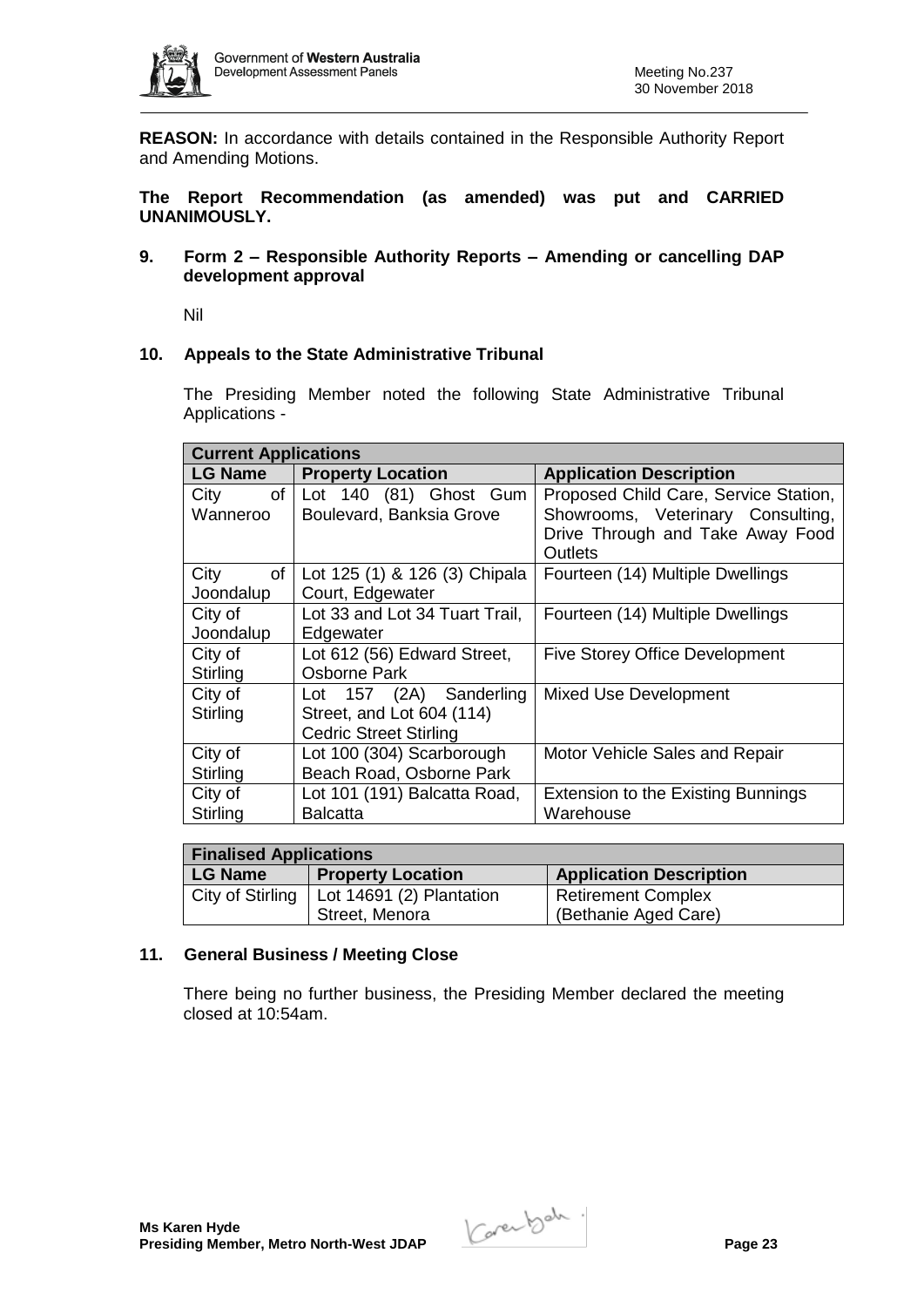**REASON:** In accordance with details contained in the Responsible Authority Report and Amending Motions.

**The Report Recommendation (as amended) was put and CARRIED UNANIMOUSLY.**

## 9. Form 2 – Responsible Authority Reports – Amending or cancelling DAP development approval

Nil

## 10. Appeals to the State Administrative Tribunal

The Presiding Member noted the following State Administrative Tribunal Applications -

| **Current Applications** | | |
|---|---|---|
| **LG Name** | **Property Location** | **Application Description** |
| City of Wanneroo | Lot 140 (81) Ghost Gum Boulevard, Banksia Grove | Proposed Child Care, Service Station, Showrooms, Veterinary Consulting, Drive Through and Take Away Food Outlets |
| City of Joondalup | Lot 125 (1) & 126 (3) Chipala Court, Edgewater | Fourteen (14) Multiple Dwellings |
| City of Joondalup | Lot 33 and Lot 34 Tuart Trail, Edgewater | Fourteen (14) Multiple Dwellings |
| City of Stirling | Lot 612 (56) Edward Street, Osborne Park | Five Storey Office Development |
| City of Stirling | Lot 157 (2A) Sanderling Street, and Lot 604 (114) Cedric Street Stirling | Mixed Use Development |
| City of Stirling | Lot 100 (304) Scarborough Beach Road, Osborne Park | Motor Vehicle Sales and Repair |
| City of Stirling | Lot 101 (191) Balcatta Road, Balcatta | Extension to the Existing Bunnings Warehouse |

| **Finalised Applications** | | |
|---|---|---|
| **LG Name** | **Property Location** | **Application Description** |
| City of Stirling | Lot 14691 (2) Plantation Street, Menora | Retirement Complex (Bethanie Aged Care) |

## 11. General Business / Meeting Close

There being no further business, the Presiding Member declared the meeting closed at 10:54am.

**Ms Karen Hyde**
**Presiding Member, Metro North-West JDAP**